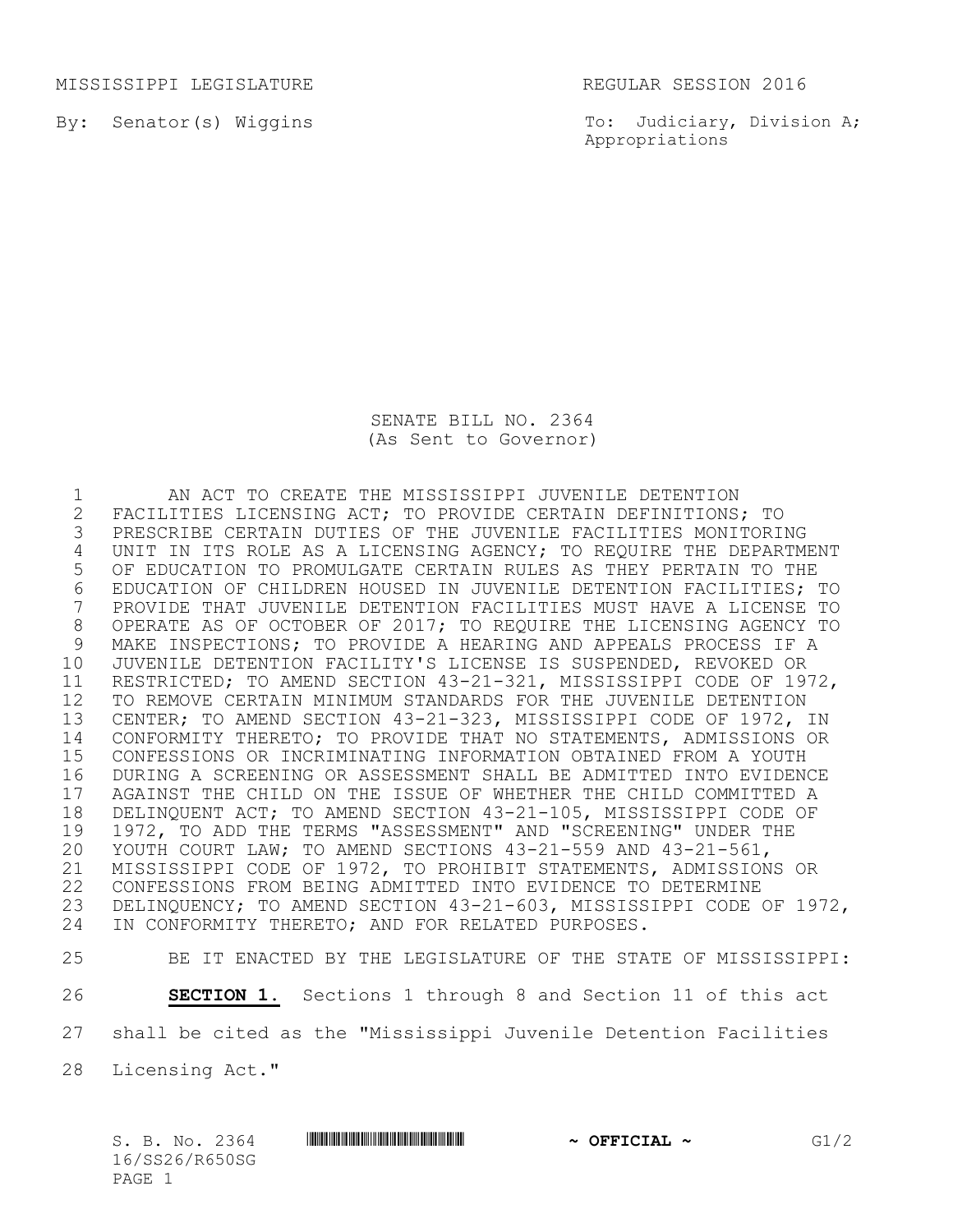MISSISSIPPI LEGISLATURE REGULAR SESSION 2016

By: Senator(s) Wiggins

To: Judiciary, Division A; Appropriations

# SENATE BILL NO. 2364
(As Sent to Governor)

AN ACT TO CREATE THE MISSISSIPPI JUVENILE DETENTION FACILITIES LICENSING ACT; TO PROVIDE CERTAIN DEFINITIONS; TO PRESCRIBE CERTAIN DUTIES OF THE JUVENILE FACILITIES MONITORING UNIT IN ITS ROLE AS A LICENSING AGENCY; TO REQUIRE THE DEPARTMENT OF EDUCATION TO PROMULGATE CERTAIN RULES AS THEY PERTAIN TO THE EDUCATION OF CHILDREN HOUSED IN JUVENILE DETENTION FACILITIES; TO PROVIDE THAT JUVENILE DETENTION FACILITIES MUST HAVE A LICENSE TO OPERATE AS OF OCTOBER OF 2017; TO REQUIRE THE LICENSING AGENCY TO MAKE INSPECTIONS; TO PROVIDE A HEARING AND APPEALS PROCESS IF A JUVENILE DETENTION FACILITY'S LICENSE IS SUSPENDED, REVOKED OR RESTRICTED; TO AMEND SECTION 43-21-321, MISSISSIPPI CODE OF 1972, TO REMOVE CERTAIN MINIMUM STANDARDS FOR THE JUVENILE DETENTION CENTER; TO AMEND SECTION 43-21-323, MISSISSIPPI CODE OF 1972, IN CONFORMITY THERETO; TO PROVIDE THAT NO STATEMENTS, ADMISSIONS OR CONFESSIONS OR INCRIMINATING INFORMATION OBTAINED FROM A YOUTH DURING A SCREENING OR ASSESSMENT SHALL BE ADMITTED INTO EVIDENCE AGAINST THE CHILD ON THE ISSUE OF WHETHER THE CHILD COMMITTED A DELINQUENT ACT; TO AMEND SECTION 43-21-105, MISSISSIPPI CODE OF 1972, TO ADD THE TERMS "ASSESSMENT" AND "SCREENING" UNDER THE YOUTH COURT LAW; TO AMEND SECTIONS 43-21-559 AND 43-21-561, MISSISSIPPI CODE OF 1972, TO PROHIBIT STATEMENTS, ADMISSIONS OR CONFESSIONS FROM BEING ADMITTED INTO EVIDENCE TO DETERMINE DELINQUENCY; TO AMEND SECTION 43-21-603, MISSISSIPPI CODE OF 1972, IN CONFORMITY THERETO; AND FOR RELATED PURPOSES.

BE IT ENACTED BY THE LEGISLATURE OF THE STATE OF MISSISSIPPI:

**SECTION 1.** Sections 1 through 8 and Section 11 of this act shall be cited as the "Mississippi Juvenile Detention Facilities Licensing Act."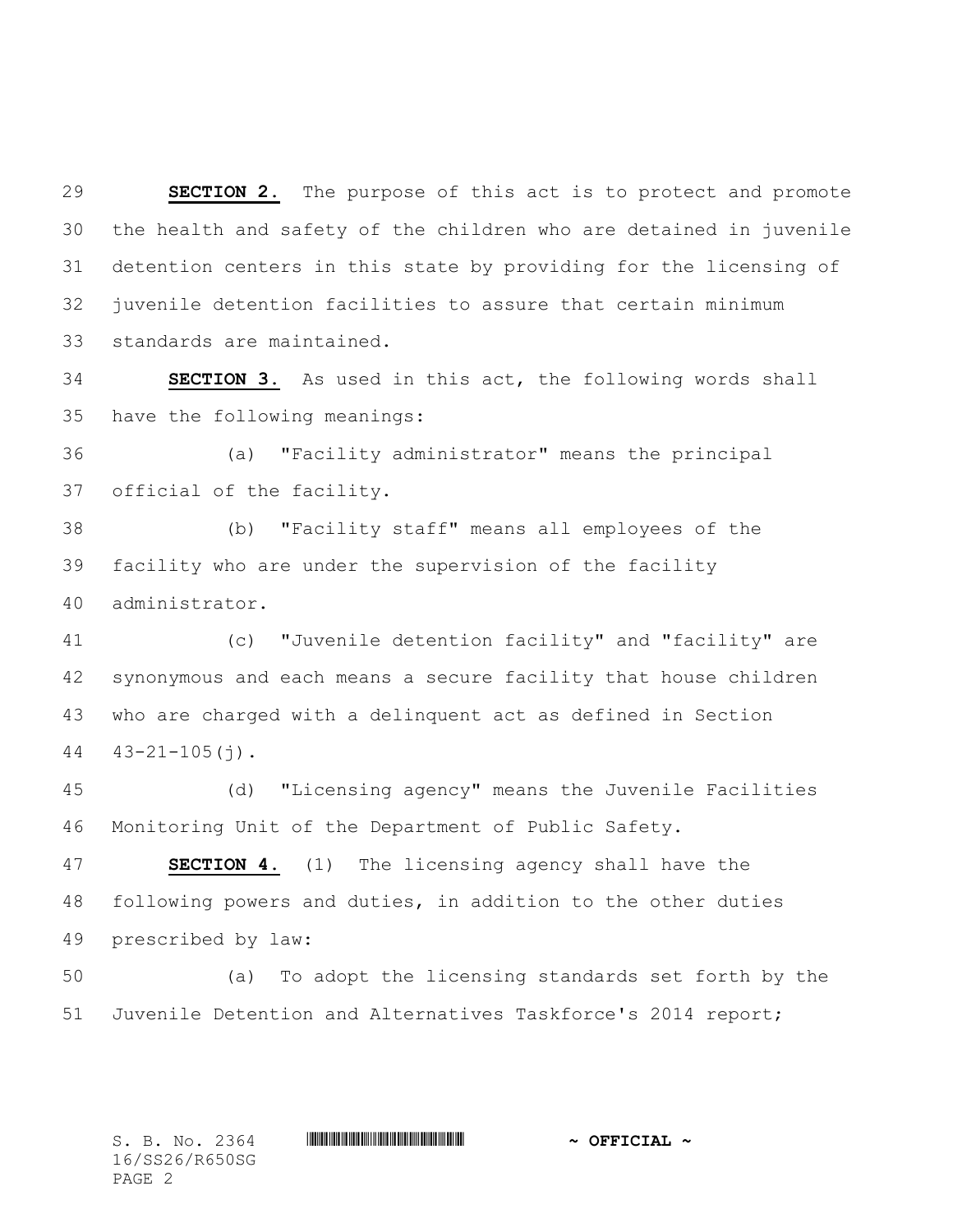**SECTION 2.** The purpose of this act is to protect and promote the health and safety of the children who are detained in juvenile detention centers in this state by providing for the licensing of juvenile detention facilities to assure that certain minimum standards are maintained.

**SECTION 3.** As used in this act, the following words shall have the following meanings:

(a) "Facility administrator" means the principal official of the facility.

(b) "Facility staff" means all employees of the facility who are under the supervision of the facility administrator.

(c) "Juvenile detention facility" and "facility" are synonymous and each means a secure facility that house children who are charged with a delinquent act as defined in Section 43-21-105(j).

(d) "Licensing agency" means the Juvenile Facilities Monitoring Unit of the Department of Public Safety.

**SECTION 4.** (1) The licensing agency shall have the following powers and duties, in addition to the other duties prescribed by law:

(a) To adopt the licensing standards set forth by the Juvenile Detention and Alternatives Taskforce's 2014 report;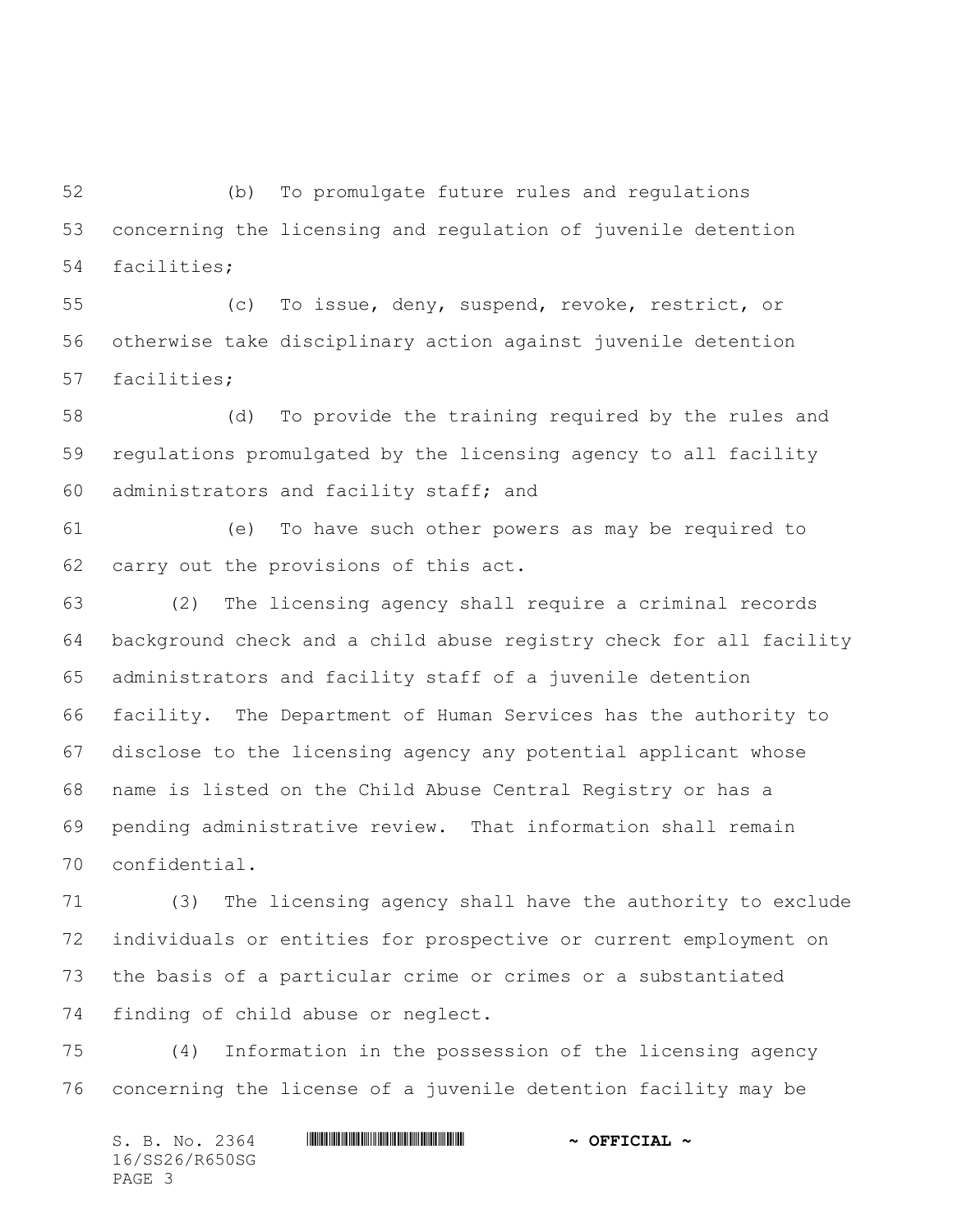(b) To promulgate future rules and regulations concerning the licensing and regulation of juvenile detention facilities;

(c) To issue, deny, suspend, revoke, restrict, or otherwise take disciplinary action against juvenile detention facilities;

(d) To provide the training required by the rules and regulations promulgated by the licensing agency to all facility administrators and facility staff; and

(e) To have such other powers as may be required to carry out the provisions of this act.

(2) The licensing agency shall require a criminal records background check and a child abuse registry check for all facility administrators and facility staff of a juvenile detention facility. The Department of Human Services has the authority to disclose to the licensing agency any potential applicant whose name is listed on the Child Abuse Central Registry or has a pending administrative review. That information shall remain confidential.

(3) The licensing agency shall have the authority to exclude individuals or entities for prospective or current employment on the basis of a particular crime or crimes or a substantiated finding of child abuse or neglect.

(4) Information in the possession of the licensing agency concerning the license of a juvenile detention facility may be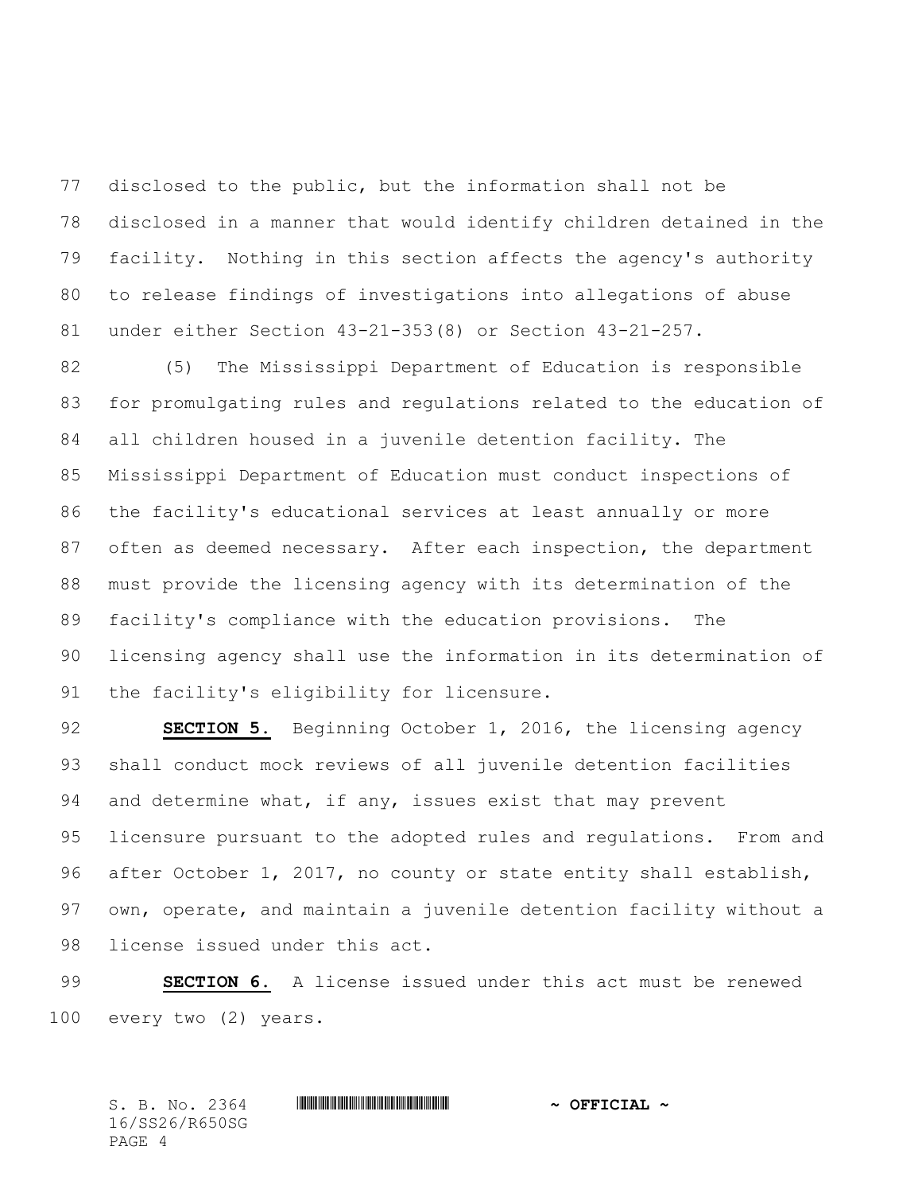disclosed to the public, but the information shall not be disclosed in a manner that would identify children detained in the facility. Nothing in this section affects the agency's authority to release findings of investigations into allegations of abuse under either Section 43-21-353(8) or Section 43-21-257.

(5) The Mississippi Department of Education is responsible for promulgating rules and regulations related to the education of all children housed in a juvenile detention facility. The Mississippi Department of Education must conduct inspections of the facility's educational services at least annually or more often as deemed necessary. After each inspection, the department must provide the licensing agency with its determination of the facility's compliance with the education provisions. The licensing agency shall use the information in its determination of the facility's eligibility for licensure.

**SECTION 5.** Beginning October 1, 2016, the licensing agency shall conduct mock reviews of all juvenile detention facilities and determine what, if any, issues exist that may prevent licensure pursuant to the adopted rules and regulations. From and after October 1, 2017, no county or state entity shall establish, own, operate, and maintain a juvenile detention facility without a license issued under this act.

**SECTION 6.** A license issued under this act must be renewed every two (2) years.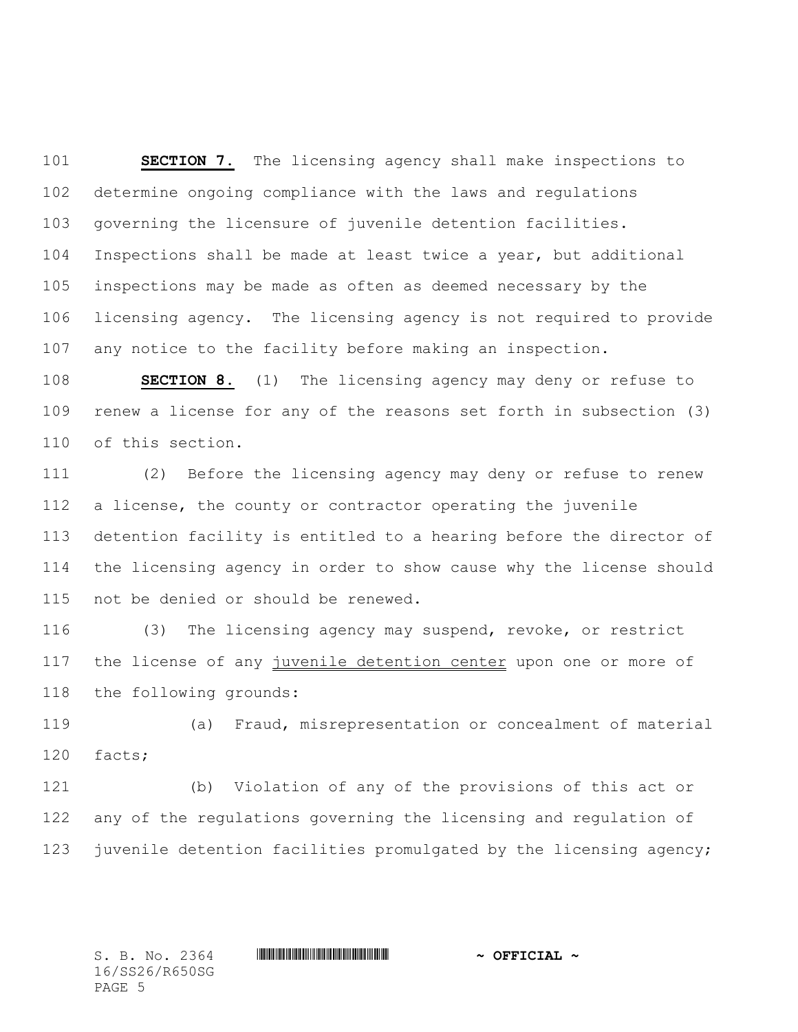**SECTION 7.** The licensing agency shall make inspections to determine ongoing compliance with the laws and regulations governing the licensure of juvenile detention facilities. Inspections shall be made at least twice a year, but additional inspections may be made as often as deemed necessary by the licensing agency. The licensing agency is not required to provide any notice to the facility before making an inspection.

**SECTION 8.** (1) The licensing agency may deny or refuse to renew a license for any of the reasons set forth in subsection (3) of this section.

(2) Before the licensing agency may deny or refuse to renew a license, the county or contractor operating the juvenile detention facility is entitled to a hearing before the director of the licensing agency in order to show cause why the license should not be denied or should be renewed.

(3) The licensing agency may suspend, revoke, or restrict the license of any juvenile detention center upon one or more of the following grounds:

(a) Fraud, misrepresentation or concealment of material facts;

(b) Violation of any of the provisions of this act or any of the regulations governing the licensing and regulation of juvenile detention facilities promulgated by the licensing agency;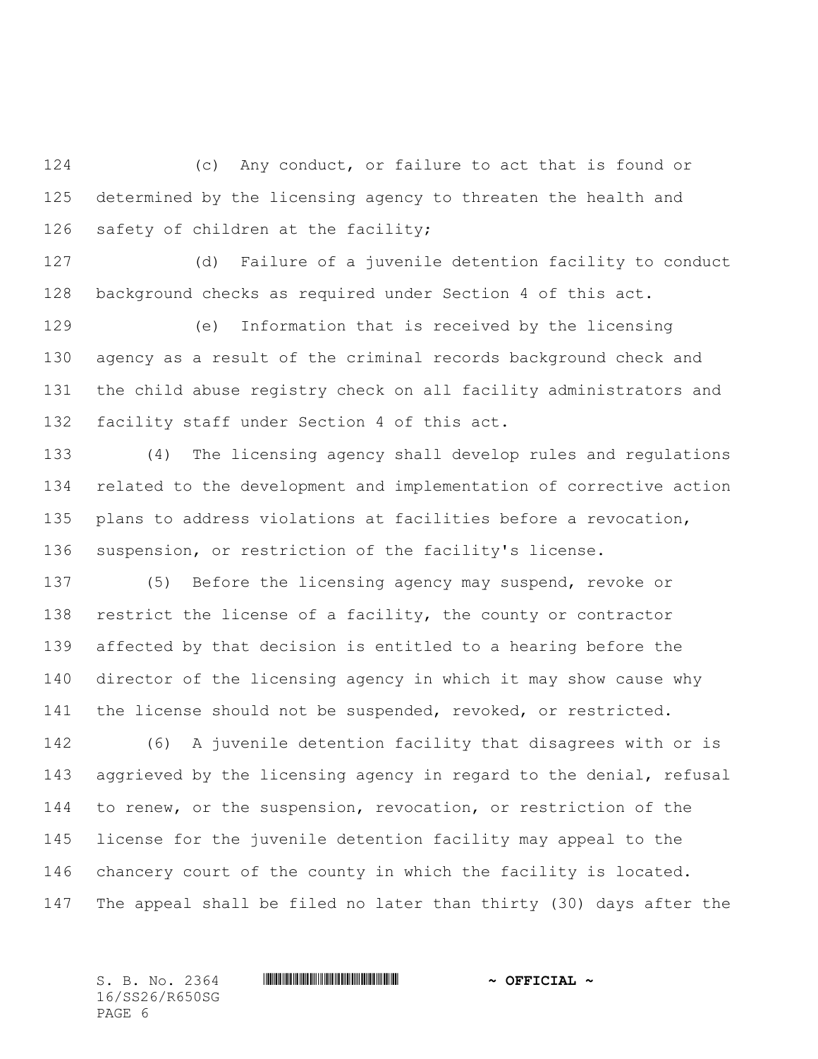(c) Any conduct, or failure to act that is found or determined by the licensing agency to threaten the health and safety of children at the facility;

(d) Failure of a juvenile detention facility to conduct background checks as required under Section 4 of this act.

(e) Information that is received by the licensing agency as a result of the criminal records background check and the child abuse registry check on all facility administrators and facility staff under Section 4 of this act.

(4) The licensing agency shall develop rules and regulations related to the development and implementation of corrective action plans to address violations at facilities before a revocation, suspension, or restriction of the facility's license.

(5) Before the licensing agency may suspend, revoke or restrict the license of a facility, the county or contractor affected by that decision is entitled to a hearing before the director of the licensing agency in which it may show cause why the license should not be suspended, revoked, or restricted.

(6) A juvenile detention facility that disagrees with or is aggrieved by the licensing agency in regard to the denial, refusal to renew, or the suspension, revocation, or restriction of the license for the juvenile detention facility may appeal to the chancery court of the county in which the facility is located. The appeal shall be filed no later than thirty (30) days after the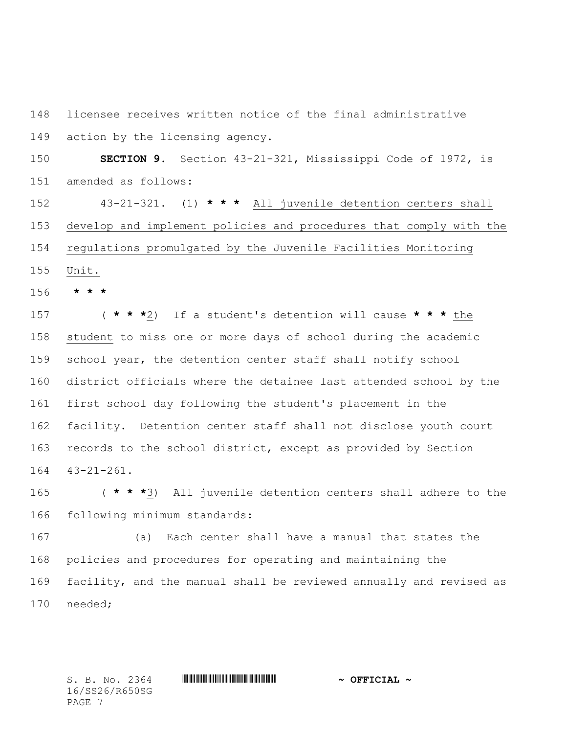licensee receives written notice of the final administrative action by the licensing agency.

**SECTION 9.** Section 43-21-321, Mississippi Code of 1972, is amended as follows:

43-21-321. (1) *** All juvenile detention centers shall develop and implement policies and procedures that comply with the regulations promulgated by the Juvenile Facilities Monitoring Unit.

***

( ***2) If a student's detention will cause *** the student to miss one or more days of school during the academic school year, the detention center staff shall notify school district officials where the detainee last attended school by the first school day following the student's placement in the facility. Detention center staff shall not disclose youth court records to the school district, except as provided by Section 43-21-261.

( ***3) All juvenile detention centers shall adhere to the following minimum standards:

(a) Each center shall have a manual that states the policies and procedures for operating and maintaining the facility, and the manual shall be reviewed annually and revised as needed;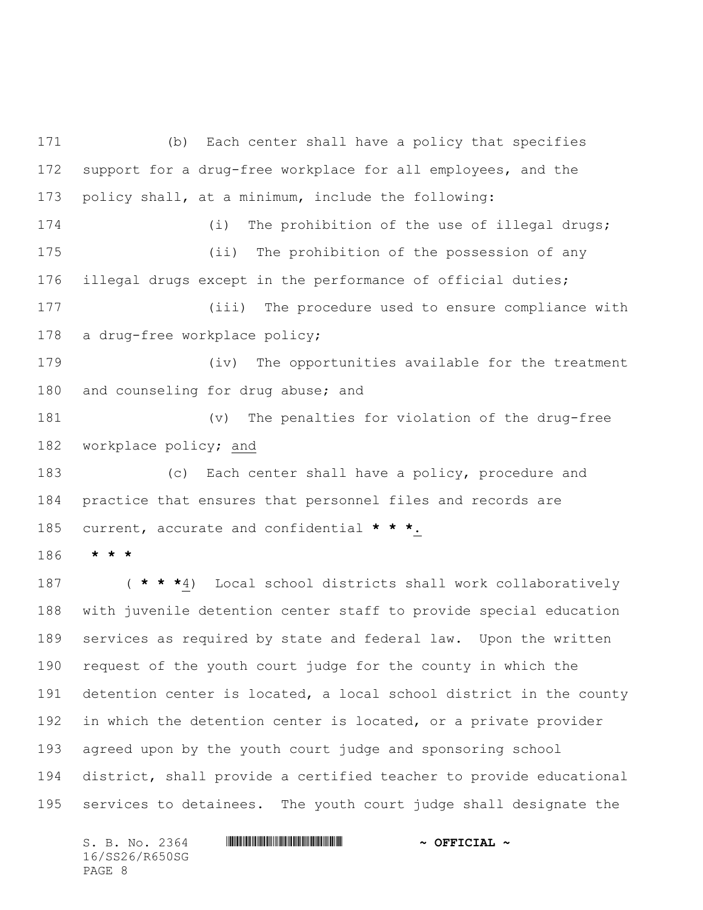(b) Each center shall have a policy that specifies support for a drug-free workplace for all employees, and the policy shall, at a minimum, include the following:

(i) The prohibition of the use of illegal drugs;

(ii) The prohibition of the possession of any illegal drugs except in the performance of official duties;

(iii) The procedure used to ensure compliance with a drug-free workplace policy;

(iv) The opportunities available for the treatment and counseling for drug abuse; and

(v) The penalties for violation of the drug-free workplace policy; and

(c) Each center shall have a policy, procedure and practice that ensures that personnel files and records are current, accurate and confidential **\* \* \***.

**\* \* \***

( **\* \* \***4) Local school districts shall work collaboratively with juvenile detention center staff to provide special education services as required by state and federal law. Upon the written request of the youth court judge for the county in which the detention center is located, a local school district in the county in which the detention center is located, or a private provider agreed upon by the youth court judge and sponsoring school district, shall provide a certified teacher to provide educational services to detainees. The youth court judge shall designate the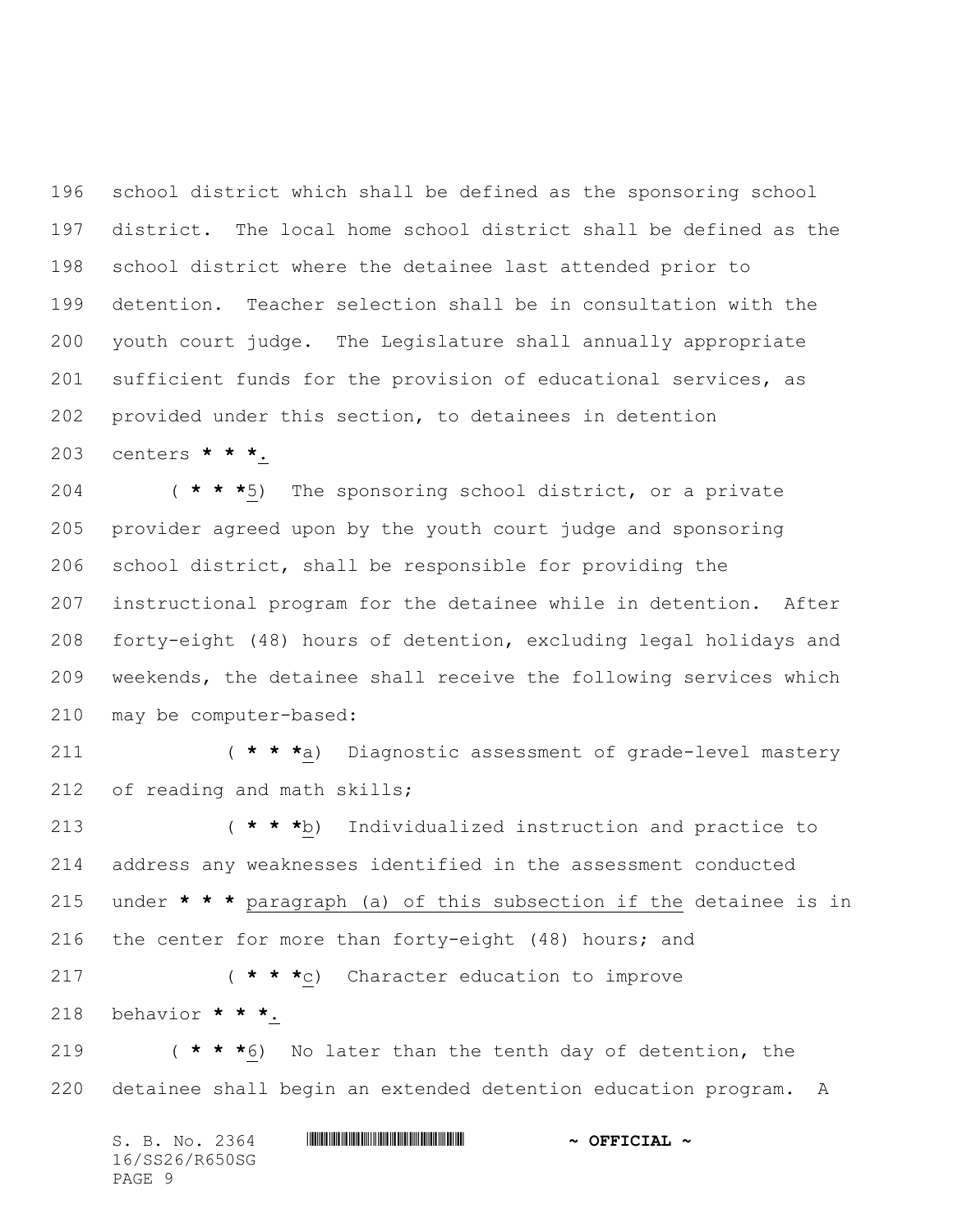school district which shall be defined as the sponsoring school district. The local home school district shall be defined as the school district where the detainee last attended prior to detention. Teacher selection shall be in consultation with the youth court judge. The Legislature shall annually appropriate sufficient funds for the provision of educational services, as provided under this section, to detainees in detention centers *** * * ***.

( *** * * ***5) The sponsoring school district, or a private provider agreed upon by the youth court judge and sponsoring school district, shall be responsible for providing the instructional program for the detainee while in detention. After forty-eight (48) hours of detention, excluding legal holidays and weekends, the detainee shall receive the following services which may be computer-based:

( *** * * ***a) Diagnostic assessment of grade-level mastery of reading and math skills;

( *** * * ***b) Individualized instruction and practice to address any weaknesses identified in the assessment conducted under *** * * *** paragraph (a) of this subsection if the detainee is in the center for more than forty-eight (48) hours; and

( *** * * ***c) Character education to improve behavior *** * * ***.

( *** * * ***6) No later than the tenth day of detention, the detainee shall begin an extended detention education program. A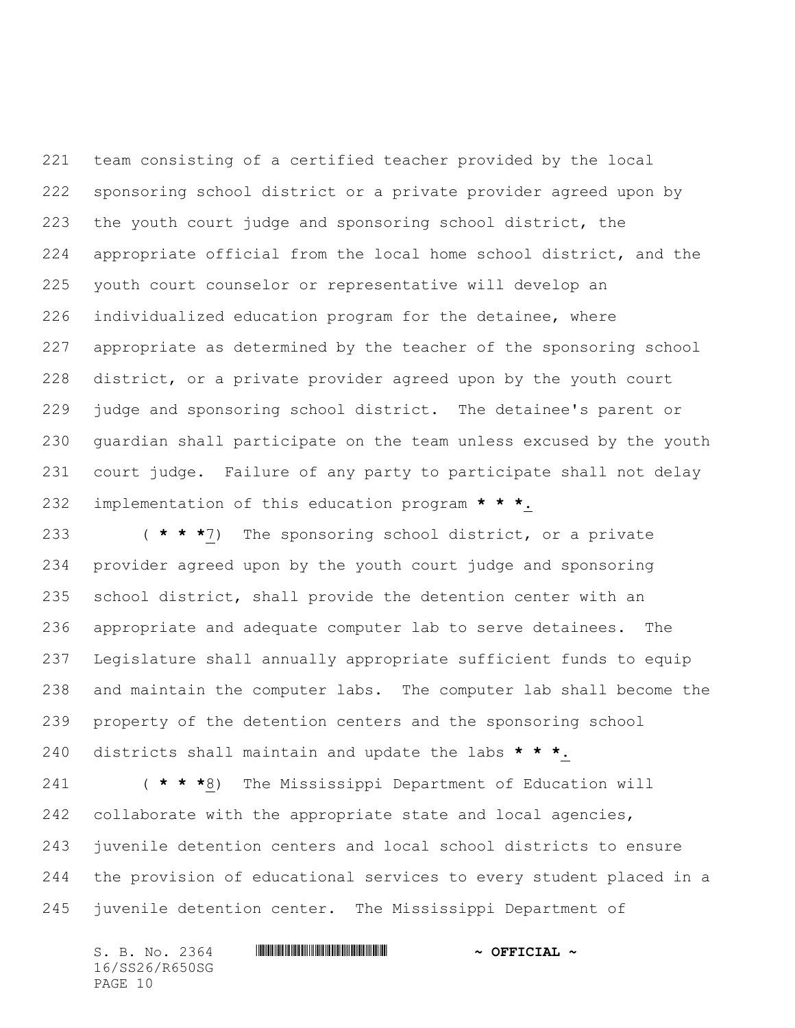team consisting of a certified teacher provided by the local sponsoring school district or a private provider agreed upon by the youth court judge and sponsoring school district, the appropriate official from the local home school district, and the youth court counselor or representative will develop an individualized education program for the detainee, where appropriate as determined by the teacher of the sponsoring school district, or a private provider agreed upon by the youth court judge and sponsoring school district. The detainee's parent or guardian shall participate on the team unless excused by the youth court judge. Failure of any party to participate shall not delay implementation of this education program *** * ***.

( *** * ***7) The sponsoring school district, or a private provider agreed upon by the youth court judge and sponsoring school district, shall provide the detention center with an appropriate and adequate computer lab to serve detainees. The Legislature shall annually appropriate sufficient funds to equip and maintain the computer labs. The computer lab shall become the property of the detention centers and the sponsoring school districts shall maintain and update the labs *** * ***.

( *** * ***8) The Mississippi Department of Education will collaborate with the appropriate state and local agencies, juvenile detention centers and local school districts to ensure the provision of educational services to every student placed in a juvenile detention center. The Mississippi Department of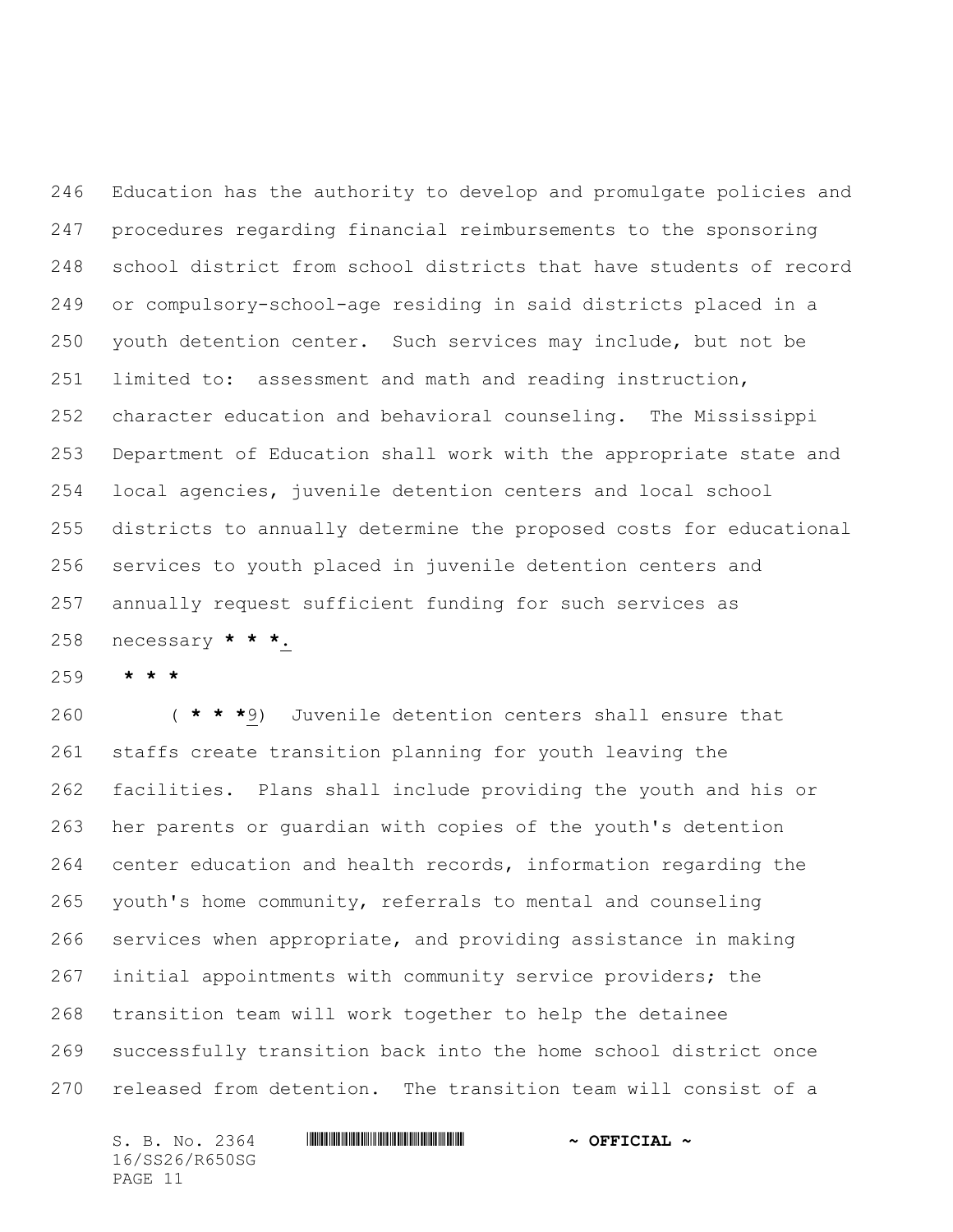Education has the authority to develop and promulgate policies and procedures regarding financial reimbursements to the sponsoring school district from school districts that have students of record or compulsory-school-age residing in said districts placed in a youth detention center. Such services may include, but not be limited to: assessment and math and reading instruction, character education and behavioral counseling. The Mississippi Department of Education shall work with the appropriate state and local agencies, juvenile detention centers and local school districts to annually determine the proposed costs for educational services to youth placed in juvenile detention centers and annually request sufficient funding for such services as necessary **\* \* \***.

**\* \* \***

( **\* \* \***9) Juvenile detention centers shall ensure that staffs create transition planning for youth leaving the facilities. Plans shall include providing the youth and his or her parents or guardian with copies of the youth's detention center education and health records, information regarding the youth's home community, referrals to mental and counseling services when appropriate, and providing assistance in making initial appointments with community service providers; the transition team will work together to help the detainee successfully transition back into the home school district once released from detention. The transition team will consist of a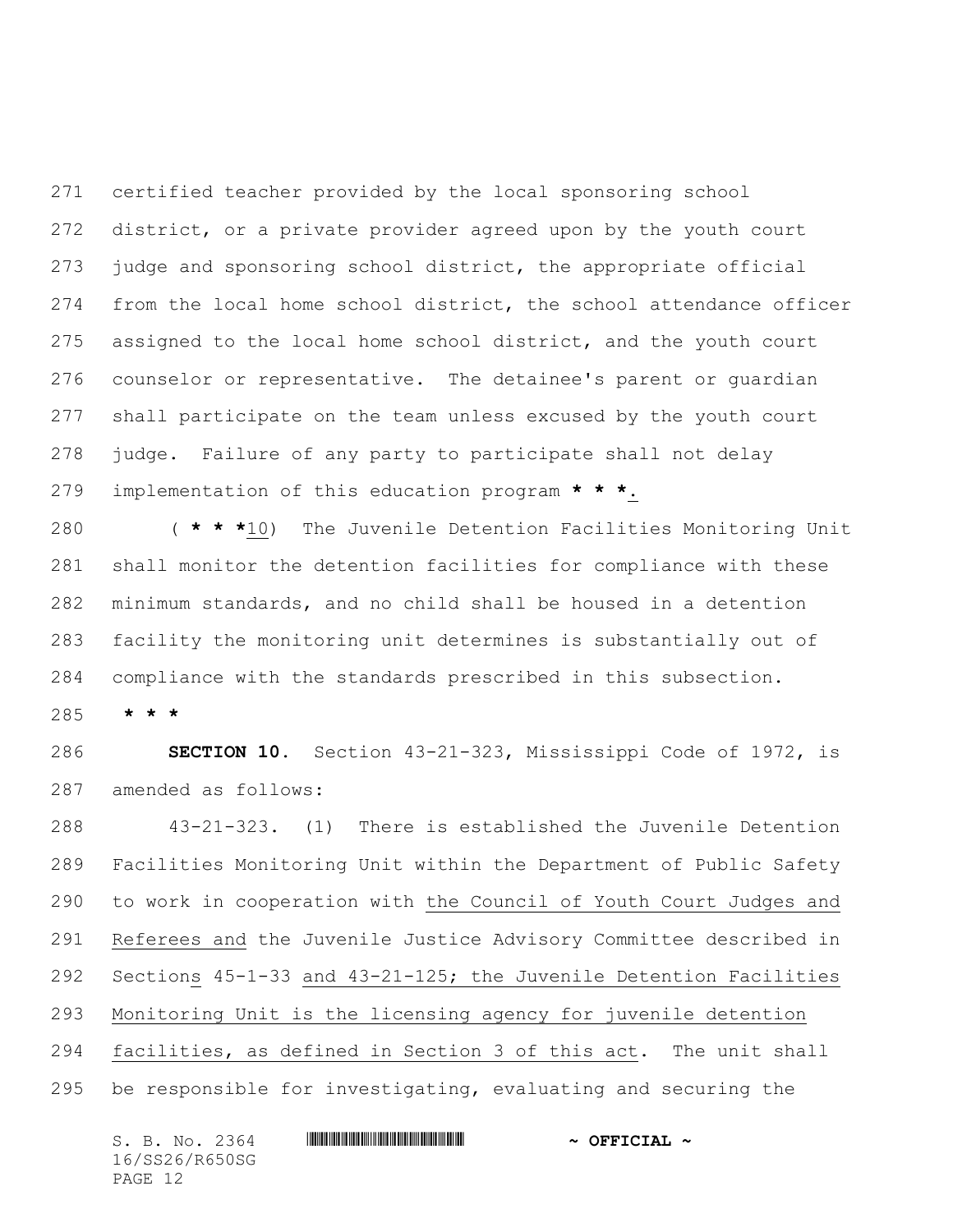certified teacher provided by the local sponsoring school district, or a private provider agreed upon by the youth court judge and sponsoring school district, the appropriate official from the local home school district, the school attendance officer assigned to the local home school district, and the youth court counselor or representative. The detainee's parent or guardian shall participate on the team unless excused by the youth court judge. Failure of any party to participate shall not delay implementation of this education program *** * * ***.

( *** * * ***10) The Juvenile Detention Facilities Monitoring Unit shall monitor the detention facilities for compliance with these minimum standards, and no child shall be housed in a detention facility the monitoring unit determines is substantially out of compliance with the standards prescribed in this subsection.

*** * * ***

**SECTION 10.** Section 43-21-323, Mississippi Code of 1972, is amended as follows:

43-21-323. (1) There is established the Juvenile Detention Facilities Monitoring Unit within the Department of Public Safety to work in cooperation with the Council of Youth Court Judges and Referees and the Juvenile Justice Advisory Committee described in Sections 45-1-33 and 43-21-125; the Juvenile Detention Facilities Monitoring Unit is the licensing agency for juvenile detention facilities, as defined in Section 3 of this act. The unit shall be responsible for investigating, evaluating and securing the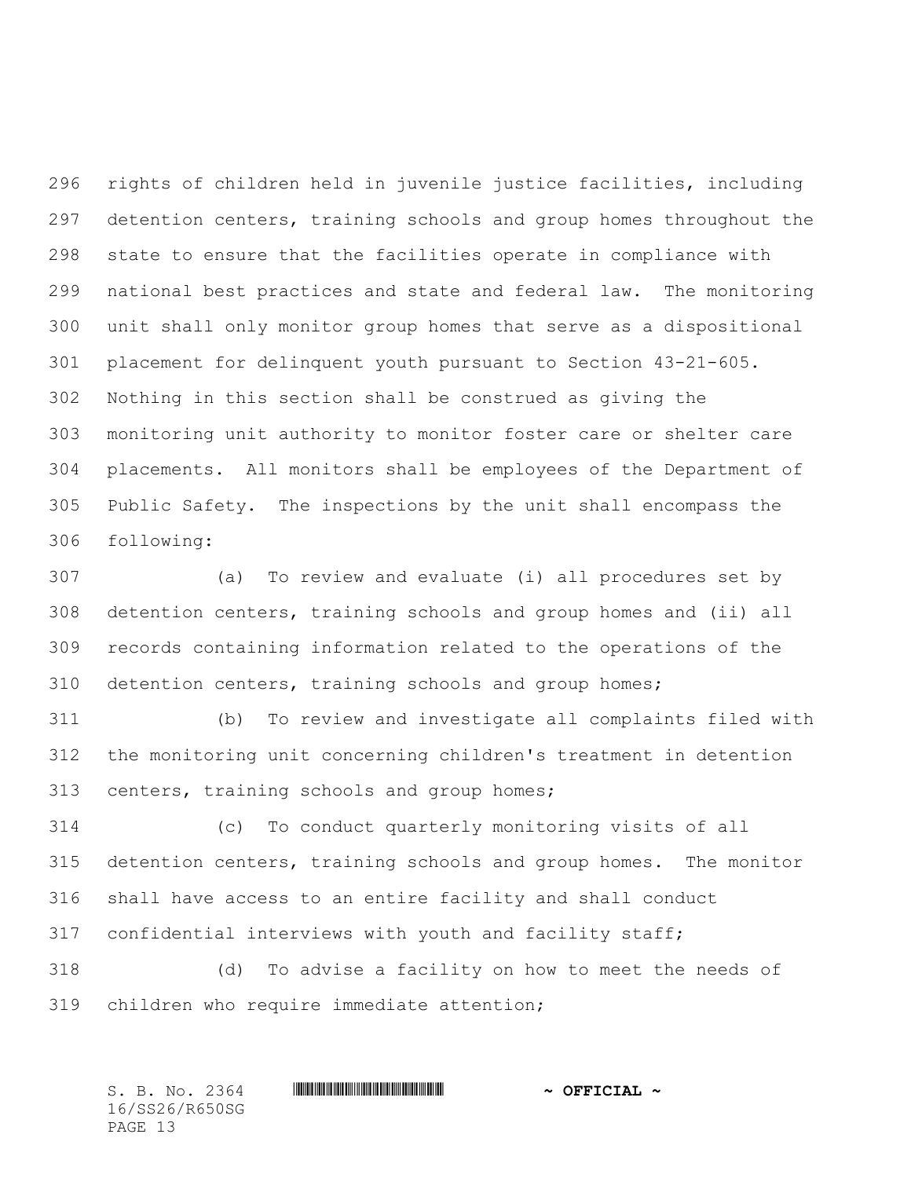rights of children held in juvenile justice facilities, including detention centers, training schools and group homes throughout the state to ensure that the facilities operate in compliance with national best practices and state and federal law. The monitoring unit shall only monitor group homes that serve as a dispositional placement for delinquent youth pursuant to Section 43-21-605. Nothing in this section shall be construed as giving the monitoring unit authority to monitor foster care or shelter care placements. All monitors shall be employees of the Department of Public Safety. The inspections by the unit shall encompass the following:

(a) To review and evaluate (i) all procedures set by detention centers, training schools and group homes and (ii) all records containing information related to the operations of the detention centers, training schools and group homes;

(b) To review and investigate all complaints filed with the monitoring unit concerning children's treatment in detention centers, training schools and group homes;

(c) To conduct quarterly monitoring visits of all detention centers, training schools and group homes. The monitor shall have access to an entire facility and shall conduct confidential interviews with youth and facility staff;

(d) To advise a facility on how to meet the needs of children who require immediate attention;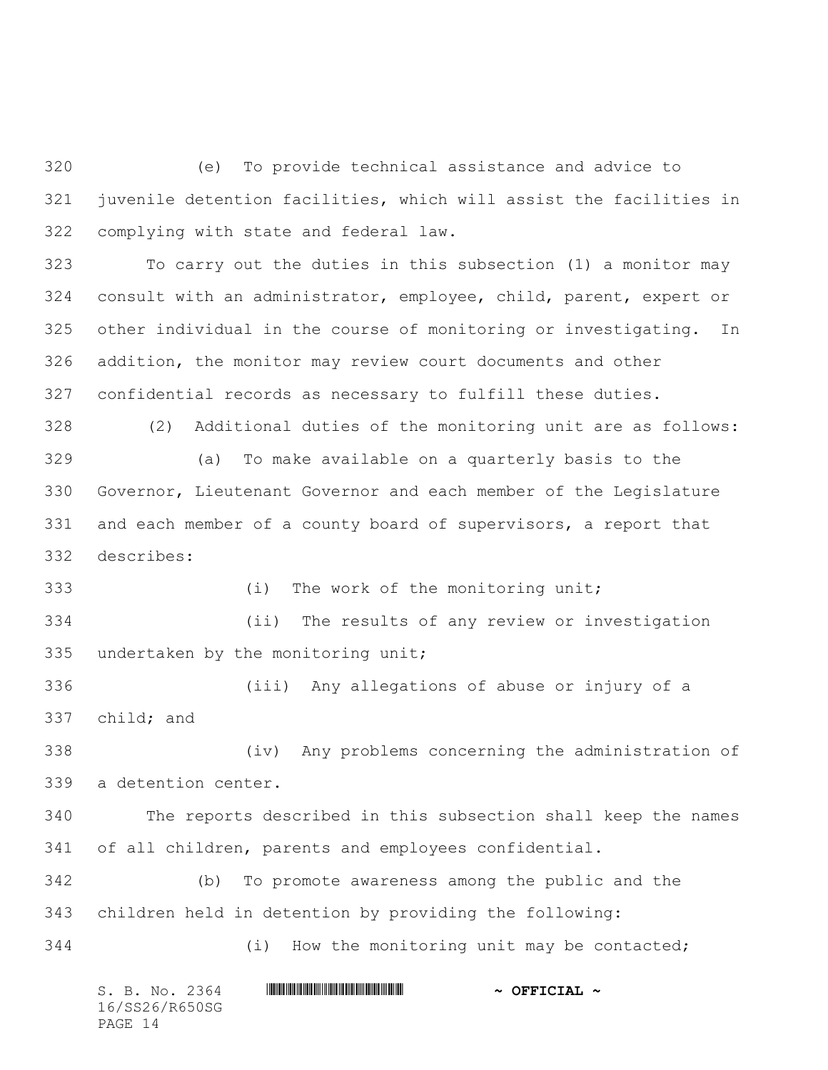(e) To provide technical assistance and advice to juvenile detention facilities, which will assist the facilities in complying with state and federal law.

To carry out the duties in this subsection (1) a monitor may consult with an administrator, employee, child, parent, expert or other individual in the course of monitoring or investigating. In addition, the monitor may review court documents and other confidential records as necessary to fulfill these duties.

(2) Additional duties of the monitoring unit are as follows:

(a) To make available on a quarterly basis to the Governor, Lieutenant Governor and each member of the Legislature and each member of a county board of supervisors, a report that describes:

(i) The work of the monitoring unit;

(ii) The results of any review or investigation undertaken by the monitoring unit;

(iii) Any allegations of abuse or injury of a child; and

(iv) Any problems concerning the administration of a detention center.

The reports described in this subsection shall keep the names of all children, parents and employees confidential.

(b) To promote awareness among the public and the children held in detention by providing the following:

(i) How the monitoring unit may be contacted;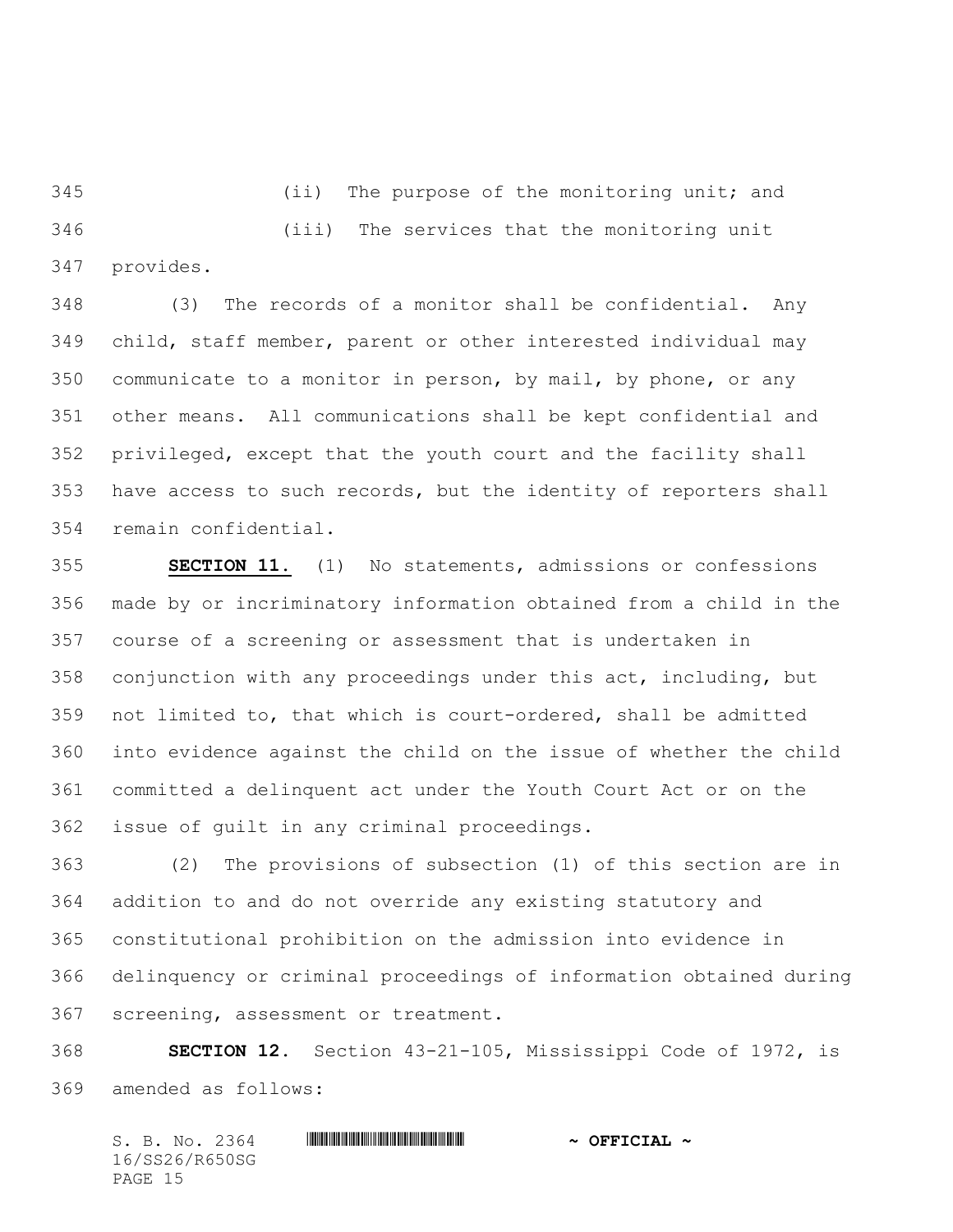(ii) The purpose of the monitoring unit; and

(iii) The services that the monitoring unit provides.

(3) The records of a monitor shall be confidential. Any child, staff member, parent or other interested individual may communicate to a monitor in person, by mail, by phone, or any other means. All communications shall be kept confidential and privileged, except that the youth court and the facility shall have access to such records, but the identity of reporters shall remain confidential.

**SECTION 11.** (1) No statements, admissions or confessions made by or incriminatory information obtained from a child in the course of a screening or assessment that is undertaken in conjunction with any proceedings under this act, including, but not limited to, that which is court-ordered, shall be admitted into evidence against the child on the issue of whether the child committed a delinquent act under the Youth Court Act or on the issue of guilt in any criminal proceedings.

(2) The provisions of subsection (1) of this section are in addition to and do not override any existing statutory and constitutional prohibition on the admission into evidence in delinquency or criminal proceedings of information obtained during screening, assessment or treatment.

**SECTION 12.** Section 43-21-105, Mississippi Code of 1972, is amended as follows: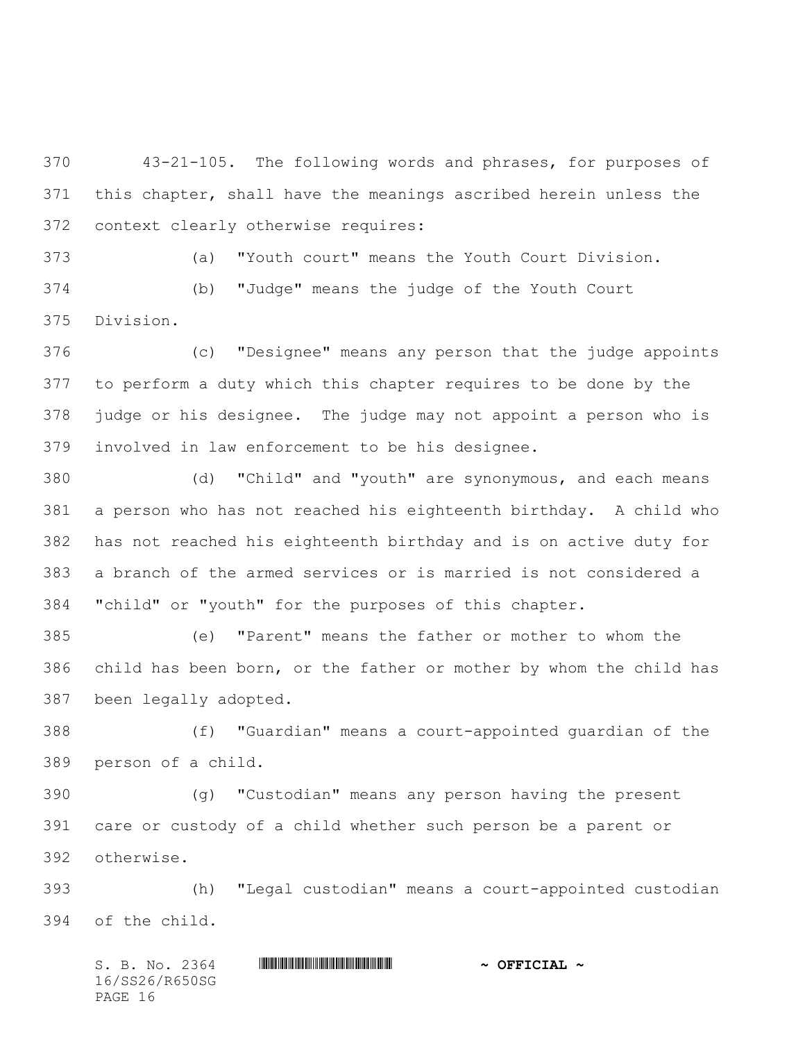43-21-105. The following words and phrases, for purposes of this chapter, shall have the meanings ascribed herein unless the context clearly otherwise requires:

(a) "Youth court" means the Youth Court Division.

(b) "Judge" means the judge of the Youth Court Division.

(c) "Designee" means any person that the judge appoints to perform a duty which this chapter requires to be done by the judge or his designee. The judge may not appoint a person who is involved in law enforcement to be his designee.

(d) "Child" and "youth" are synonymous, and each means a person who has not reached his eighteenth birthday. A child who has not reached his eighteenth birthday and is on active duty for a branch of the armed services or is married is not considered a "child" or "youth" for the purposes of this chapter.

(e) "Parent" means the father or mother to whom the child has been born, or the father or mother by whom the child has been legally adopted.

(f) "Guardian" means a court-appointed guardian of the person of a child.

(g) "Custodian" means any person having the present care or custody of a child whether such person be a parent or otherwise.

(h) "Legal custodian" means a court-appointed custodian of the child.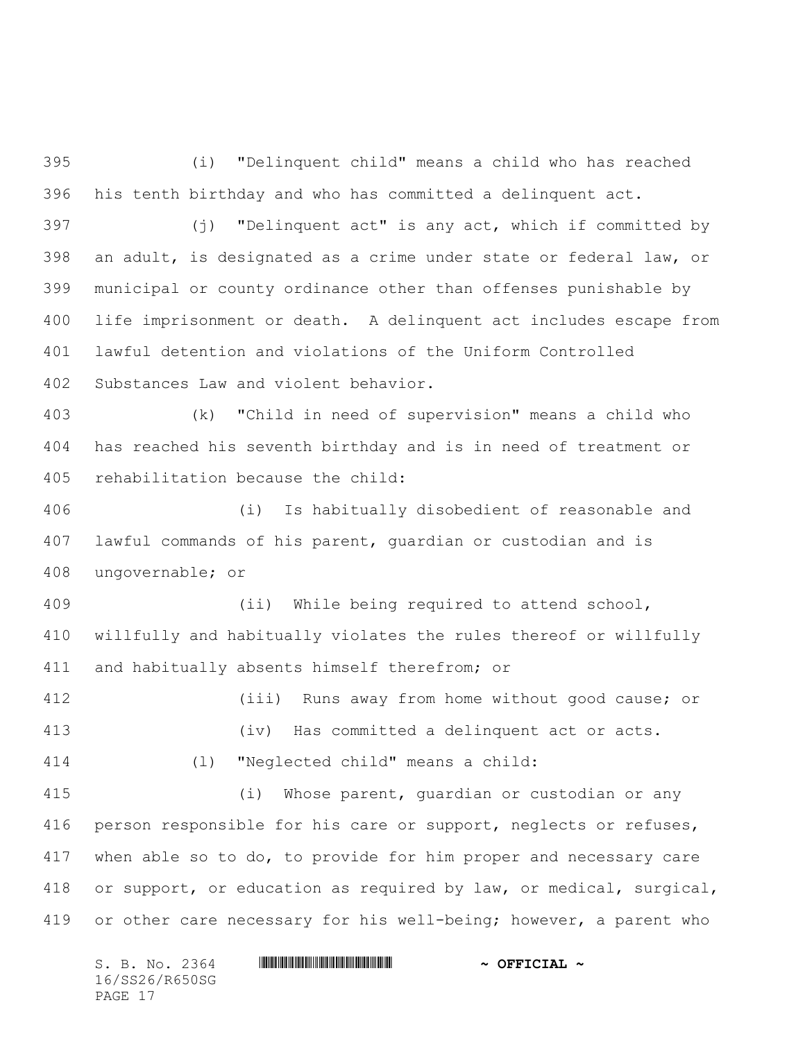(i) "Delinquent child" means a child who has reached his tenth birthday and who has committed a delinquent act.

(j) "Delinquent act" is any act, which if committed by an adult, is designated as a crime under state or federal law, or municipal or county ordinance other than offenses punishable by life imprisonment or death. A delinquent act includes escape from lawful detention and violations of the Uniform Controlled Substances Law and violent behavior.

(k) "Child in need of supervision" means a child who has reached his seventh birthday and is in need of treatment or rehabilitation because the child:

(i) Is habitually disobedient of reasonable and lawful commands of his parent, guardian or custodian and is ungovernable; or

(ii) While being required to attend school, willfully and habitually violates the rules thereof or willfully and habitually absents himself therefrom; or

(iii) Runs away from home without good cause; or

(iv) Has committed a delinquent act or acts.

(l) "Neglected child" means a child:

(i) Whose parent, guardian or custodian or any person responsible for his care or support, neglects or refuses, when able so to do, to provide for him proper and necessary care or support, or education as required by law, or medical, surgical, or other care necessary for his well-being; however, a parent who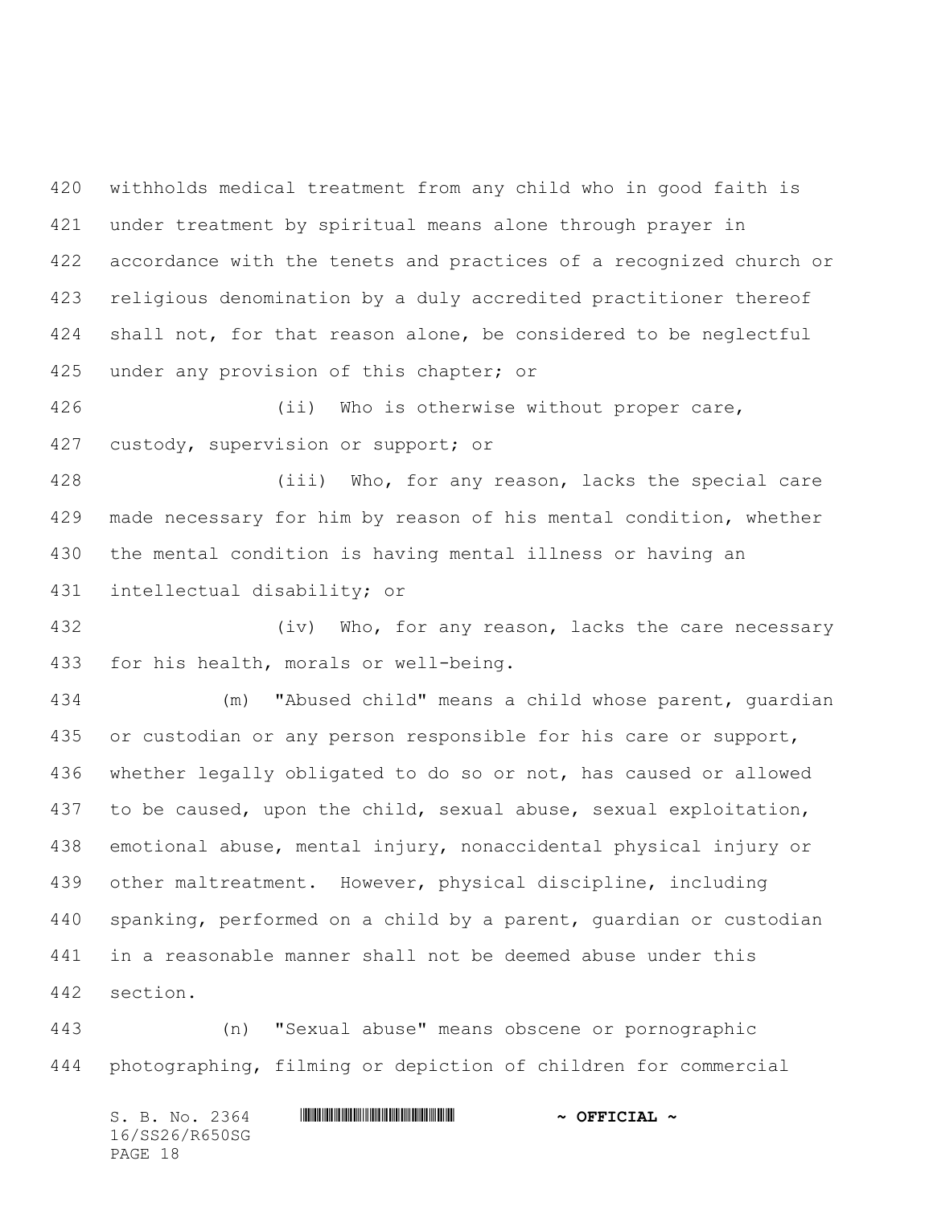withholds medical treatment from any child who in good faith is under treatment by spiritual means alone through prayer in accordance with the tenets and practices of a recognized church or religious denomination by a duly accredited practitioner thereof shall not, for that reason alone, be considered to be neglectful under any provision of this chapter; or

(ii) Who is otherwise without proper care, custody, supervision or support; or

(iii) Who, for any reason, lacks the special care made necessary for him by reason of his mental condition, whether the mental condition is having mental illness or having an intellectual disability; or

(iv) Who, for any reason, lacks the care necessary for his health, morals or well-being.

(m) "Abused child" means a child whose parent, guardian or custodian or any person responsible for his care or support, whether legally obligated to do so or not, has caused or allowed to be caused, upon the child, sexual abuse, sexual exploitation, emotional abuse, mental injury, nonaccidental physical injury or other maltreatment. However, physical discipline, including spanking, performed on a child by a parent, guardian or custodian in a reasonable manner shall not be deemed abuse under this section.

(n) "Sexual abuse" means obscene or pornographic photographing, filming or depiction of children for commercial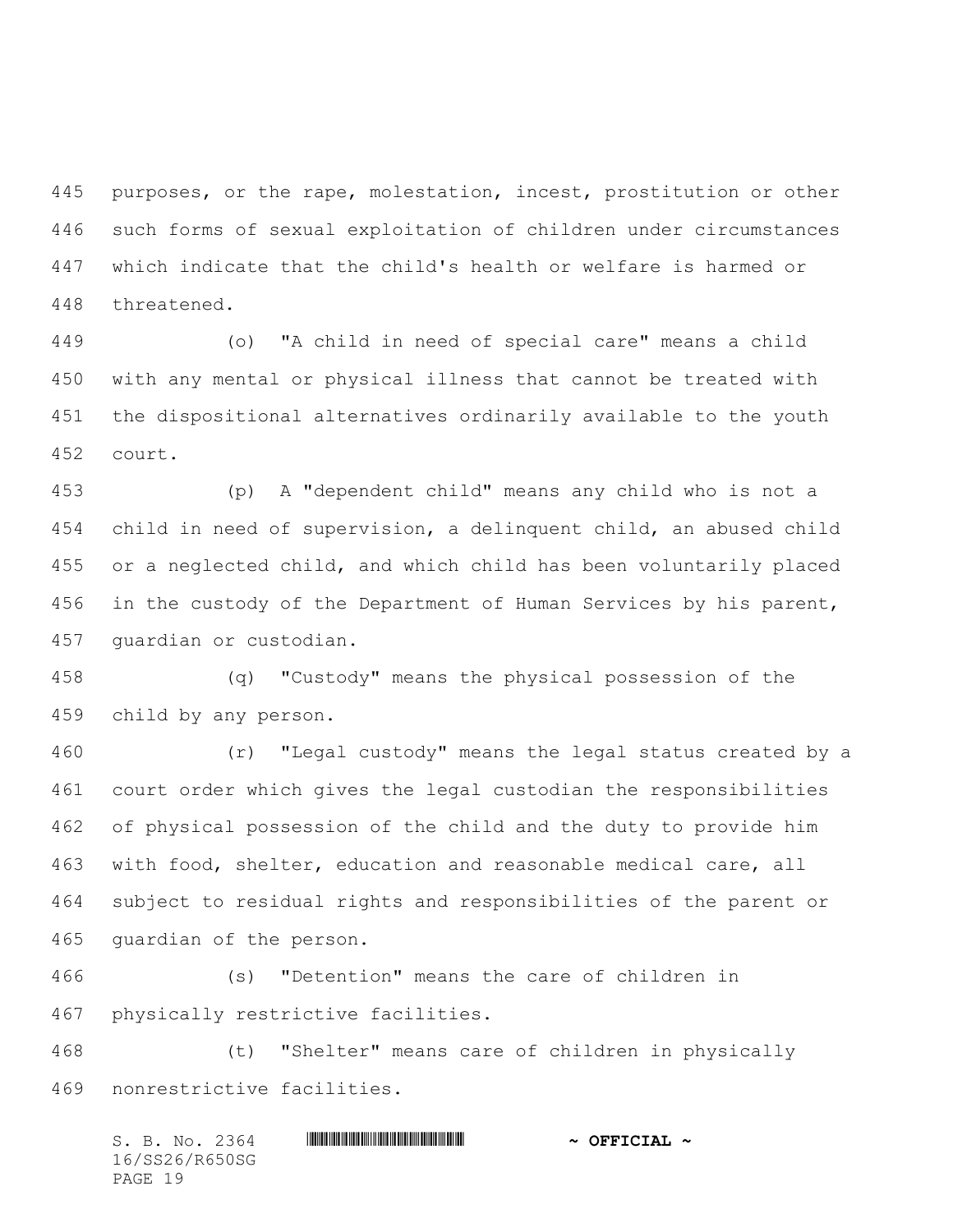purposes, or the rape, molestation, incest, prostitution or other such forms of sexual exploitation of children under circumstances which indicate that the child's health or welfare is harmed or threatened.

(o) "A child in need of special care" means a child with any mental or physical illness that cannot be treated with the dispositional alternatives ordinarily available to the youth court.

(p) A "dependent child" means any child who is not a child in need of supervision, a delinquent child, an abused child or a neglected child, and which child has been voluntarily placed in the custody of the Department of Human Services by his parent, guardian or custodian.

(q) "Custody" means the physical possession of the child by any person.

(r) "Legal custody" means the legal status created by a court order which gives the legal custodian the responsibilities of physical possession of the child and the duty to provide him with food, shelter, education and reasonable medical care, all subject to residual rights and responsibilities of the parent or guardian of the person.

(s) "Detention" means the care of children in physically restrictive facilities.

(t) "Shelter" means care of children in physically nonrestrictive facilities.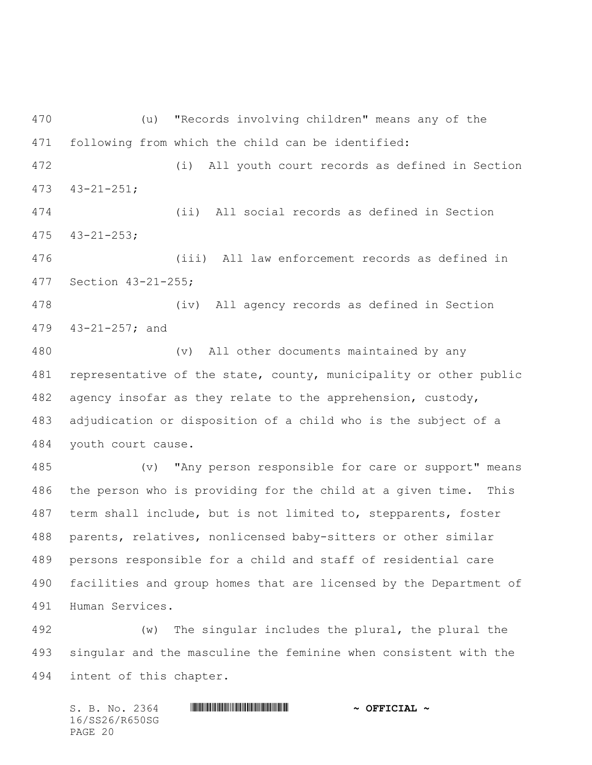(u) "Records involving children" means any of the following from which the child can be identified:

(i) All youth court records as defined in Section 43-21-251;

(ii) All social records as defined in Section 43-21-253;

(iii) All law enforcement records as defined in Section 43-21-255;

(iv) All agency records as defined in Section 43-21-257; and

(v) All other documents maintained by any representative of the state, county, municipality or other public agency insofar as they relate to the apprehension, custody, adjudication or disposition of a child who is the subject of a youth court cause.

(v) "Any person responsible for care or support" means the person who is providing for the child at a given time. This term shall include, but is not limited to, stepparents, foster parents, relatives, nonlicensed baby-sitters or other similar persons responsible for a child and staff of residential care facilities and group homes that are licensed by the Department of Human Services.

(w) The singular includes the plural, the plural the singular and the masculine the feminine when consistent with the intent of this chapter.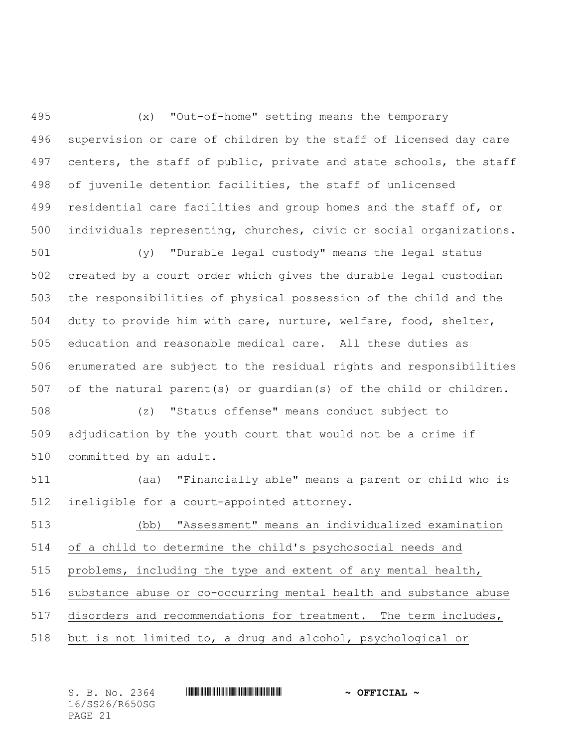(x) "Out-of-home" setting means the temporary supervision or care of children by the staff of licensed day care centers, the staff of public, private and state schools, the staff of juvenile detention facilities, the staff of unlicensed residential care facilities and group homes and the staff of, or individuals representing, churches, civic or social organizations.

(y) "Durable legal custody" means the legal status created by a court order which gives the durable legal custodian the responsibilities of physical possession of the child and the duty to provide him with care, nurture, welfare, food, shelter, education and reasonable medical care. All these duties as enumerated are subject to the residual rights and responsibilities of the natural parent(s) or guardian(s) of the child or children.

(z) "Status offense" means conduct subject to adjudication by the youth court that would not be a crime if committed by an adult.

(aa) "Financially able" means a parent or child who is ineligible for a court-appointed attorney.

(bb) "Assessment" means an individualized examination of a child to determine the child's psychosocial needs and problems, including the type and extent of any mental health, substance abuse or co-occurring mental health and substance abuse disorders and recommendations for treatment. The term includes, but is not limited to, a drug and alcohol, psychological or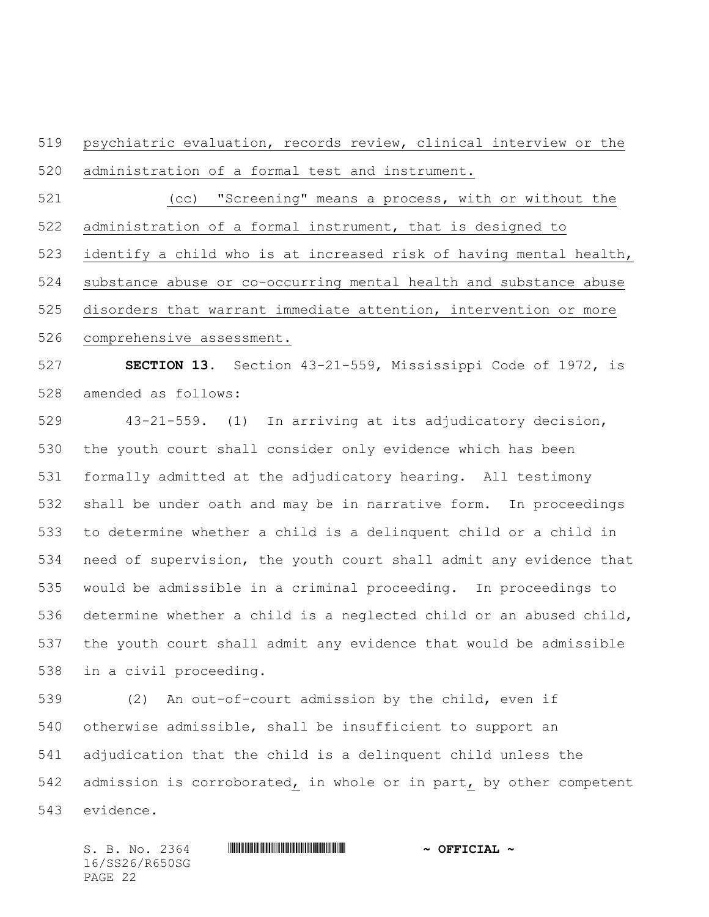psychiatric evaluation, records review, clinical interview or the administration of a formal test and instrument.

(cc) "Screening" means a process, with or without the administration of a formal instrument, that is designed to identify a child who is at increased risk of having mental health, substance abuse or co-occurring mental health and substance abuse disorders that warrant immediate attention, intervention or more comprehensive assessment.

**SECTION 13.** Section 43-21-559, Mississippi Code of 1972, is amended as follows:

43-21-559. (1) In arriving at its adjudicatory decision, the youth court shall consider only evidence which has been formally admitted at the adjudicatory hearing. All testimony shall be under oath and may be in narrative form. In proceedings to determine whether a child is a delinquent child or a child in need of supervision, the youth court shall admit any evidence that would be admissible in a criminal proceeding. In proceedings to determine whether a child is a neglected child or an abused child, the youth court shall admit any evidence that would be admissible in a civil proceeding.

(2) An out-of-court admission by the child, even if otherwise admissible, shall be insufficient to support an adjudication that the child is a delinquent child unless the admission is corroborated, in whole or in part, by other competent evidence.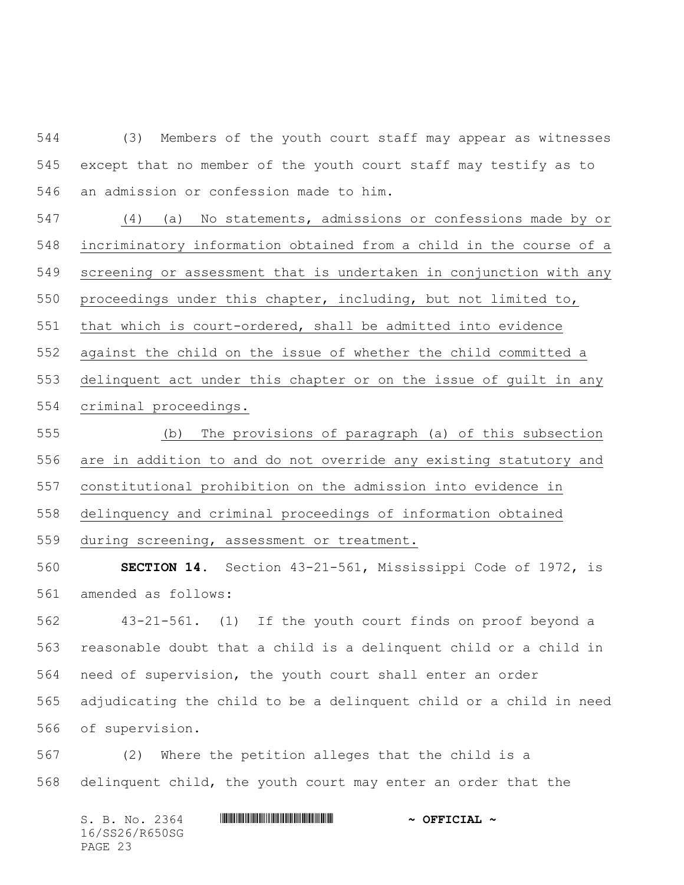(3) Members of the youth court staff may appear as witnesses except that no member of the youth court staff may testify as to an admission or confession made to him.

(4) (a) No statements, admissions or confessions made by or incriminatory information obtained from a child in the course of a screening or assessment that is undertaken in conjunction with any proceedings under this chapter, including, but not limited to, that which is court-ordered, shall be admitted into evidence against the child on the issue of whether the child committed a delinquent act under this chapter or on the issue of guilt in any criminal proceedings.

(b) The provisions of paragraph (a) of this subsection are in addition to and do not override any existing statutory and constitutional prohibition on the admission into evidence in delinquency and criminal proceedings of information obtained during screening, assessment or treatment.

**SECTION 14.** Section 43-21-561, Mississippi Code of 1972, is amended as follows:

43-21-561. (1) If the youth court finds on proof beyond a reasonable doubt that a child is a delinquent child or a child in need of supervision, the youth court shall enter an order adjudicating the child to be a delinquent child or a child in need of supervision.

(2) Where the petition alleges that the child is a delinquent child, the youth court may enter an order that the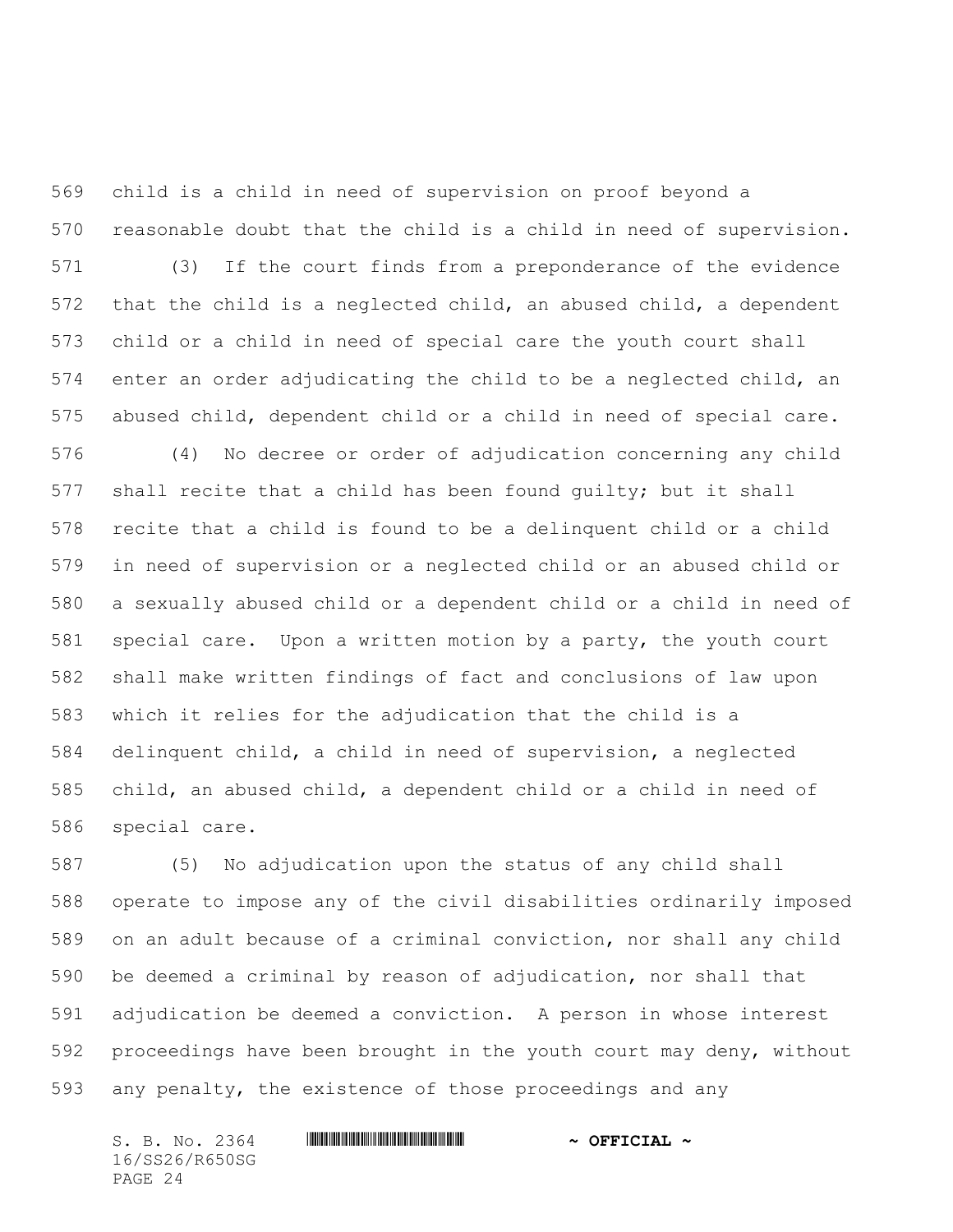child is a child in need of supervision on proof beyond a reasonable doubt that the child is a child in need of supervision.

(3) If the court finds from a preponderance of the evidence that the child is a neglected child, an abused child, a dependent child or a child in need of special care the youth court shall enter an order adjudicating the child to be a neglected child, an abused child, dependent child or a child in need of special care.

(4) No decree or order of adjudication concerning any child shall recite that a child has been found guilty; but it shall recite that a child is found to be a delinquent child or a child in need of supervision or a neglected child or an abused child or a sexually abused child or a dependent child or a child in need of special care. Upon a written motion by a party, the youth court shall make written findings of fact and conclusions of law upon which it relies for the adjudication that the child is a delinquent child, a child in need of supervision, a neglected child, an abused child, a dependent child or a child in need of special care.

(5) No adjudication upon the status of any child shall operate to impose any of the civil disabilities ordinarily imposed on an adult because of a criminal conviction, nor shall any child be deemed a criminal by reason of adjudication, nor shall that adjudication be deemed a conviction. A person in whose interest proceedings have been brought in the youth court may deny, without any penalty, the existence of those proceedings and any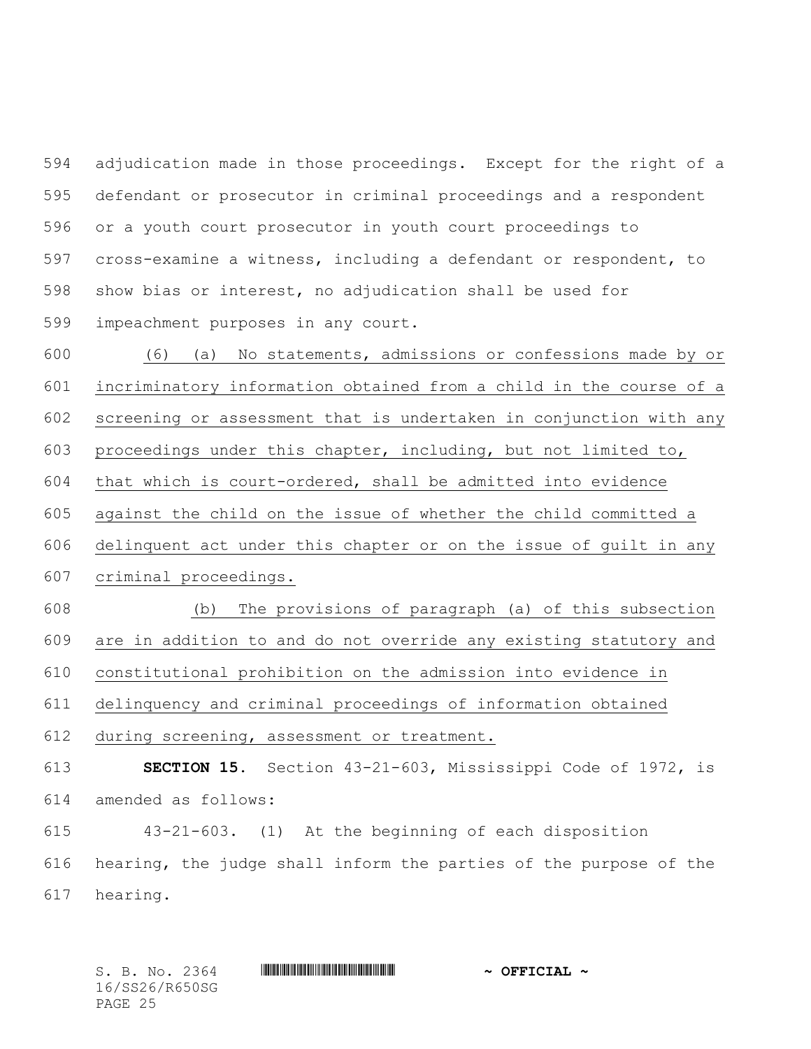adjudication made in those proceedings. Except for the right of a defendant or prosecutor in criminal proceedings and a respondent or a youth court prosecutor in youth court proceedings to cross-examine a witness, including a defendant or respondent, to show bias or interest, no adjudication shall be used for impeachment purposes in any court.

(6) (a) No statements, admissions or confessions made by or incriminatory information obtained from a child in the course of a screening or assessment that is undertaken in conjunction with any proceedings under this chapter, including, but not limited to, that which is court-ordered, shall be admitted into evidence against the child on the issue of whether the child committed a delinquent act under this chapter or on the issue of guilt in any criminal proceedings.

(b) The provisions of paragraph (a) of this subsection are in addition to and do not override any existing statutory and constitutional prohibition on the admission into evidence in delinquency and criminal proceedings of information obtained during screening, assessment or treatment.

**SECTION 15.** Section 43-21-603, Mississippi Code of 1972, is amended as follows:

43-21-603. (1) At the beginning of each disposition hearing, the judge shall inform the parties of the purpose of the hearing.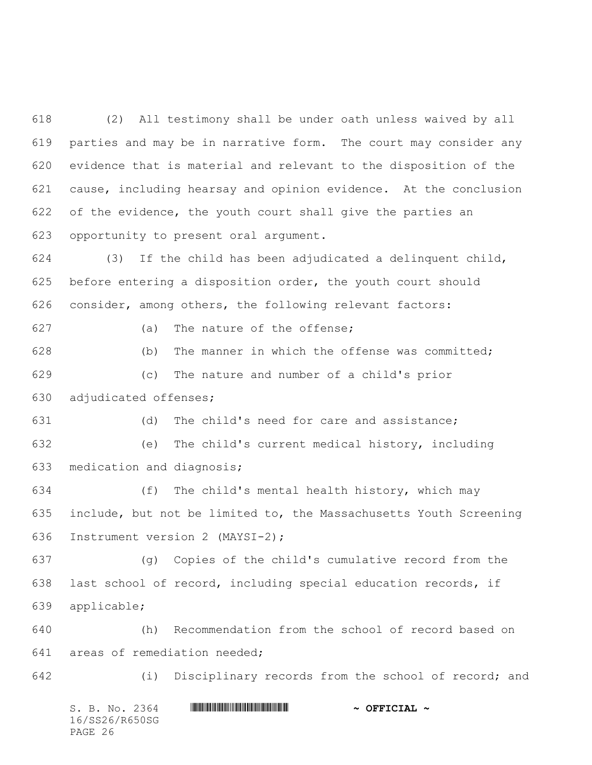(2) All testimony shall be under oath unless waived by all parties and may be in narrative form. The court may consider any evidence that is material and relevant to the disposition of the cause, including hearsay and opinion evidence. At the conclusion of the evidence, the youth court shall give the parties an opportunity to present oral argument.

(3) If the child has been adjudicated a delinquent child, before entering a disposition order, the youth court should consider, among others, the following relevant factors:

(a) The nature of the offense;

(b) The manner in which the offense was committed;

(c) The nature and number of a child's prior adjudicated offenses;

(d) The child's need for care and assistance;

(e) The child's current medical history, including medication and diagnosis;

(f) The child's mental health history, which may include, but not be limited to, the Massachusetts Youth Screening Instrument version 2 (MAYSI-2);

(g) Copies of the child's cumulative record from the last school of record, including special education records, if applicable;

(h) Recommendation from the school of record based on areas of remediation needed;

(i) Disciplinary records from the school of record; and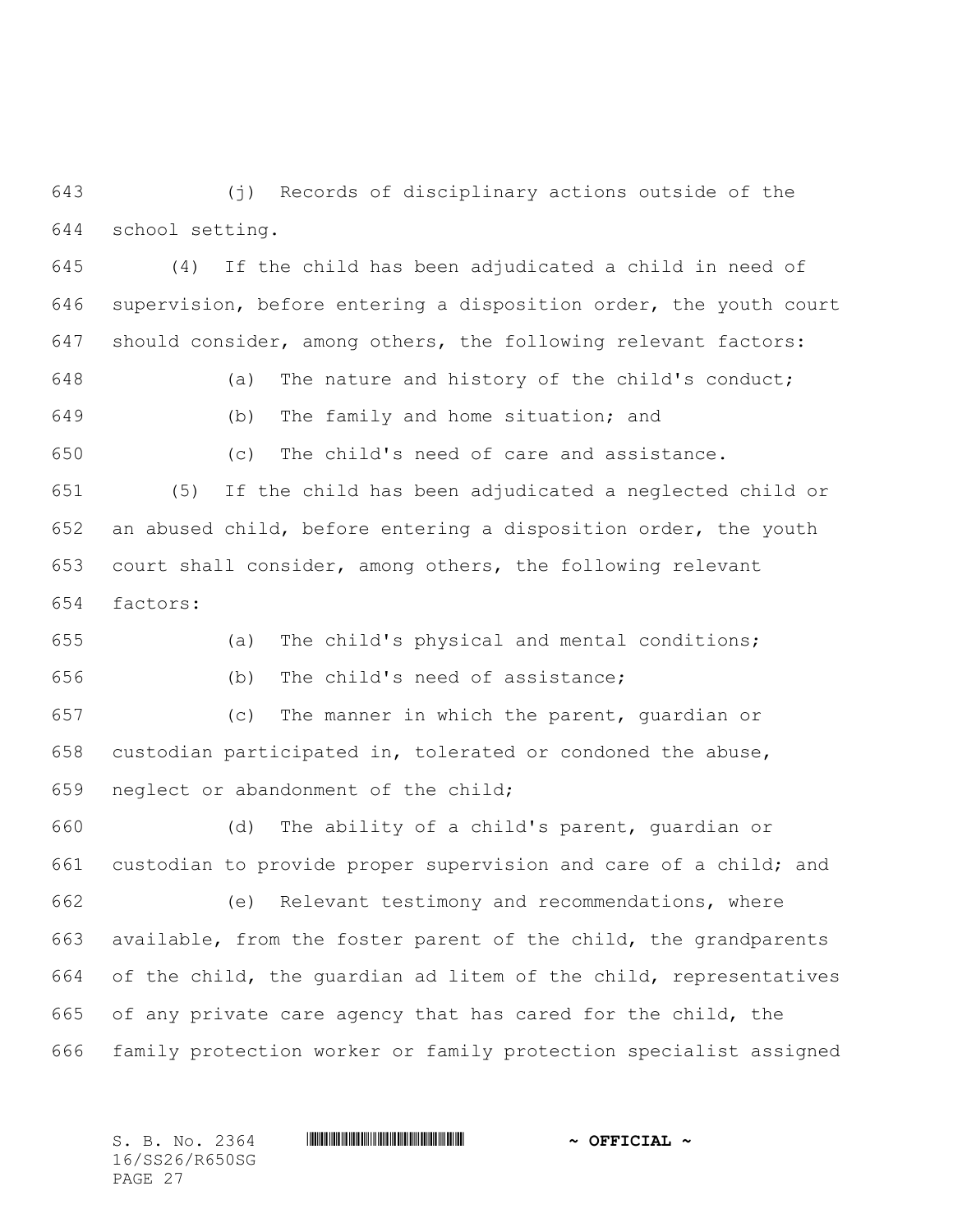(j) Records of disciplinary actions outside of the school setting.

(4) If the child has been adjudicated a child in need of supervision, before entering a disposition order, the youth court should consider, among others, the following relevant factors:

(a) The nature and history of the child's conduct;

(b) The family and home situation; and

(c) The child's need of care and assistance.

(5) If the child has been adjudicated a neglected child or an abused child, before entering a disposition order, the youth court shall consider, among others, the following relevant factors:

(a) The child's physical and mental conditions;

(b) The child's need of assistance;

(c) The manner in which the parent, guardian or custodian participated in, tolerated or condoned the abuse, neglect or abandonment of the child;

(d) The ability of a child's parent, guardian or custodian to provide proper supervision and care of a child; and

(e) Relevant testimony and recommendations, where available, from the foster parent of the child, the grandparents of the child, the guardian ad litem of the child, representatives of any private care agency that has cared for the child, the family protection worker or family protection specialist assigned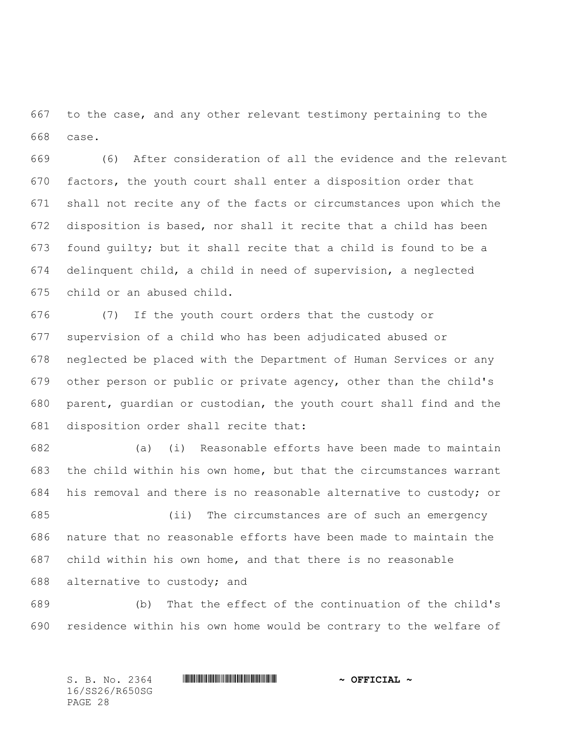to the case, and any other relevant testimony pertaining to the case.

(6) After consideration of all the evidence and the relevant factors, the youth court shall enter a disposition order that shall not recite any of the facts or circumstances upon which the disposition is based, nor shall it recite that a child has been found guilty; but it shall recite that a child is found to be a delinquent child, a child in need of supervision, a neglected child or an abused child.

(7) If the youth court orders that the custody or supervision of a child who has been adjudicated abused or neglected be placed with the Department of Human Services or any other person or public or private agency, other than the child's parent, guardian or custodian, the youth court shall find and the disposition order shall recite that:

(a) (i) Reasonable efforts have been made to maintain the child within his own home, but that the circumstances warrant his removal and there is no reasonable alternative to custody; or

(ii) The circumstances are of such an emergency nature that no reasonable efforts have been made to maintain the child within his own home, and that there is no reasonable alternative to custody; and

(b) That the effect of the continuation of the child's residence within his own home would be contrary to the welfare of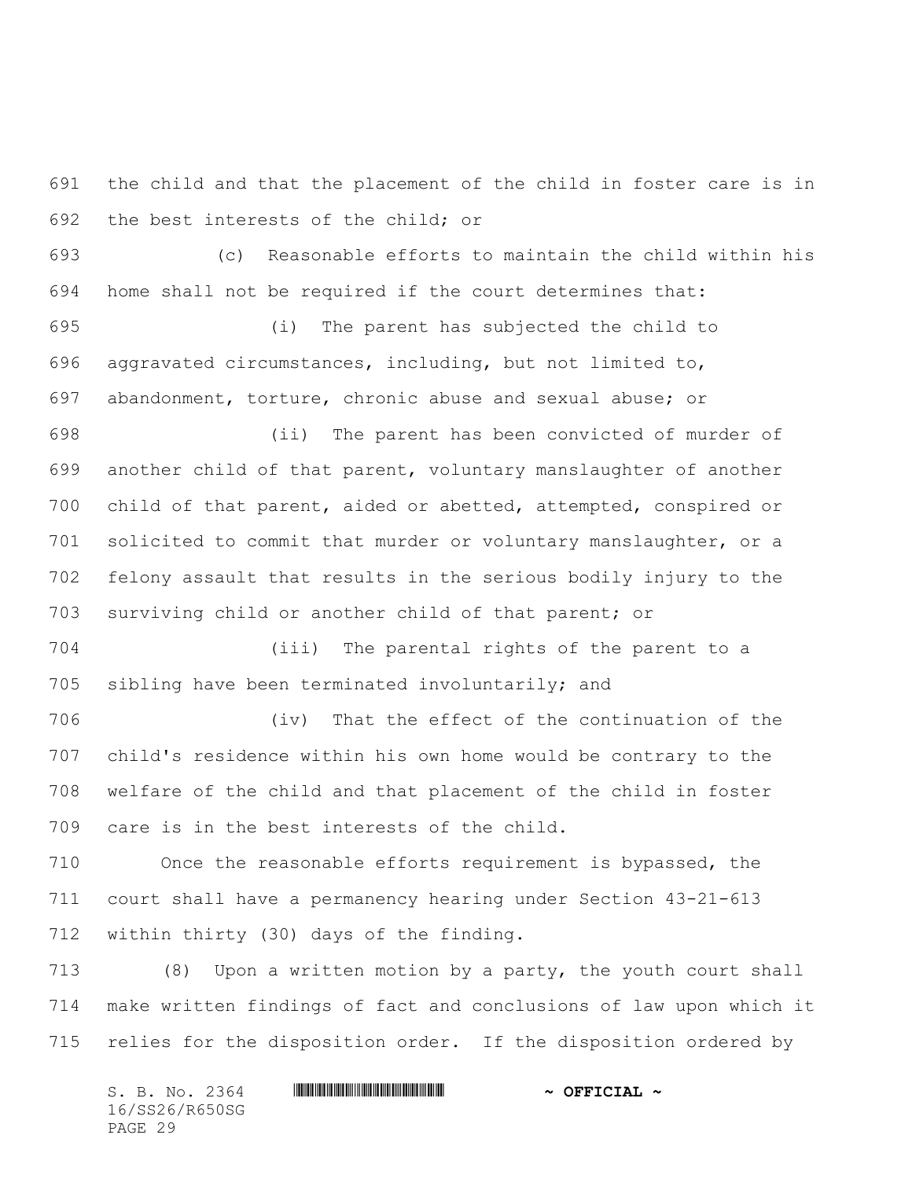the child and that the placement of the child in foster care is in the best interests of the child; or

(c) Reasonable efforts to maintain the child within his home shall not be required if the court determines that:

(i) The parent has subjected the child to aggravated circumstances, including, but not limited to, abandonment, torture, chronic abuse and sexual abuse; or

(ii) The parent has been convicted of murder of another child of that parent, voluntary manslaughter of another child of that parent, aided or abetted, attempted, conspired or solicited to commit that murder or voluntary manslaughter, or a felony assault that results in the serious bodily injury to the surviving child or another child of that parent; or

(iii) The parental rights of the parent to a sibling have been terminated involuntarily; and

(iv) That the effect of the continuation of the child's residence within his own home would be contrary to the welfare of the child and that placement of the child in foster care is in the best interests of the child.

Once the reasonable efforts requirement is bypassed, the court shall have a permanency hearing under Section 43-21-613 within thirty (30) days of the finding.

(8) Upon a written motion by a party, the youth court shall make written findings of fact and conclusions of law upon which it relies for the disposition order. If the disposition ordered by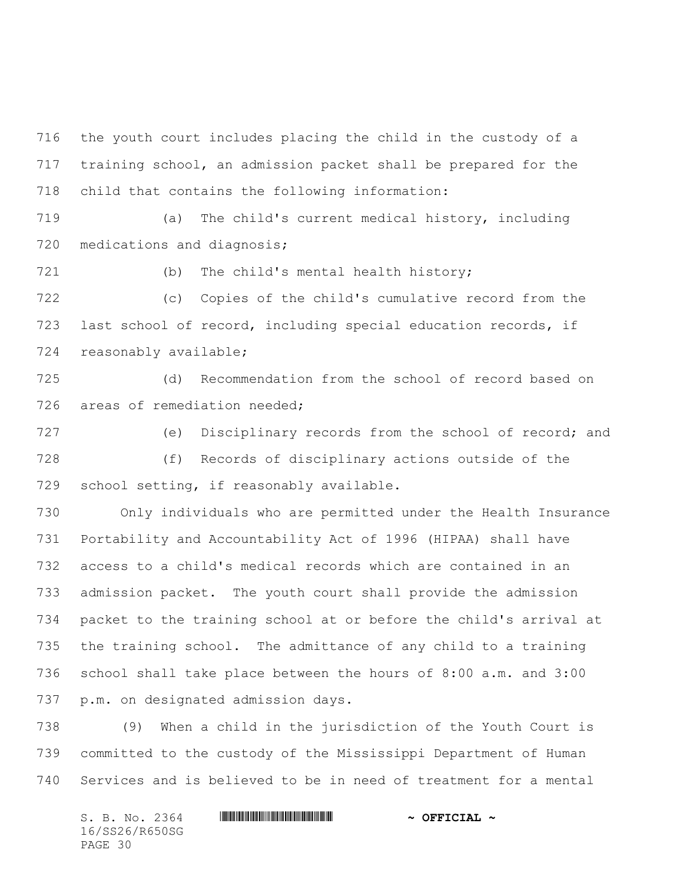the youth court includes placing the child in the custody of a training school, an admission packet shall be prepared for the child that contains the following information:

(a) The child's current medical history, including medications and diagnosis;

(b) The child's mental health history;

(c) Copies of the child's cumulative record from the last school of record, including special education records, if reasonably available;

(d) Recommendation from the school of record based on areas of remediation needed;

(e) Disciplinary records from the school of record; and

(f) Records of disciplinary actions outside of the school setting, if reasonably available.

Only individuals who are permitted under the Health Insurance Portability and Accountability Act of 1996 (HIPAA) shall have access to a child's medical records which are contained in an admission packet. The youth court shall provide the admission packet to the training school at or before the child's arrival at the training school. The admittance of any child to a training school shall take place between the hours of 8:00 a.m. and 3:00 p.m. on designated admission days.

(9) When a child in the jurisdiction of the Youth Court is committed to the custody of the Mississippi Department of Human Services and is believed to be in need of treatment for a mental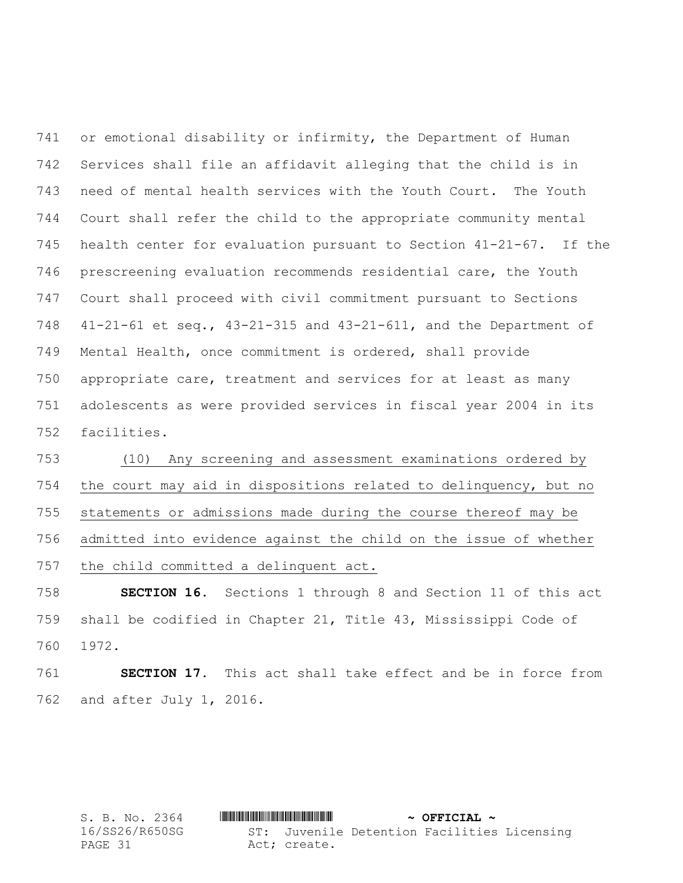or emotional disability or infirmity, the Department of Human Services shall file an affidavit alleging that the child is in need of mental health services with the Youth Court. The Youth Court shall refer the child to the appropriate community mental health center for evaluation pursuant to Section 41-21-67. If the prescreening evaluation recommends residential care, the Youth Court shall proceed with civil commitment pursuant to Sections 41-21-61 et seq., 43-21-315 and 43-21-611, and the Department of Mental Health, once commitment is ordered, shall provide appropriate care, treatment and services for at least as many adolescents as were provided services in fiscal year 2004 in its facilities.

(10) Any screening and assessment examinations ordered by the court may aid in dispositions related to delinquency, but no statements or admissions made during the course thereof may be admitted into evidence against the child on the issue of whether the child committed a delinquent act.

**SECTION 16.** Sections 1 through 8 and Section 11 of this act shall be codified in Chapter 21, Title 43, Mississippi Code of 1972.

**SECTION 17.** This act shall take effect and be in force from and after July 1, 2016.